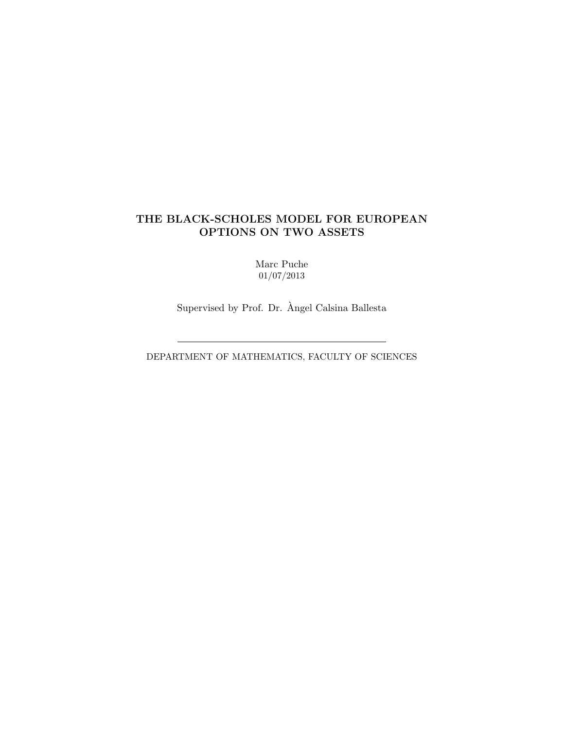# THE BLACK-SCHOLES MODEL FOR EUROPEAN OPTIONS ON TWO ASSETS

Marc Puche
01/07/2013

Supervised by Prof. Dr. Àngel Calsina Ballesta

---

DEPARTMENT OF MATHEMATICS, FACULTY OF SCIENCES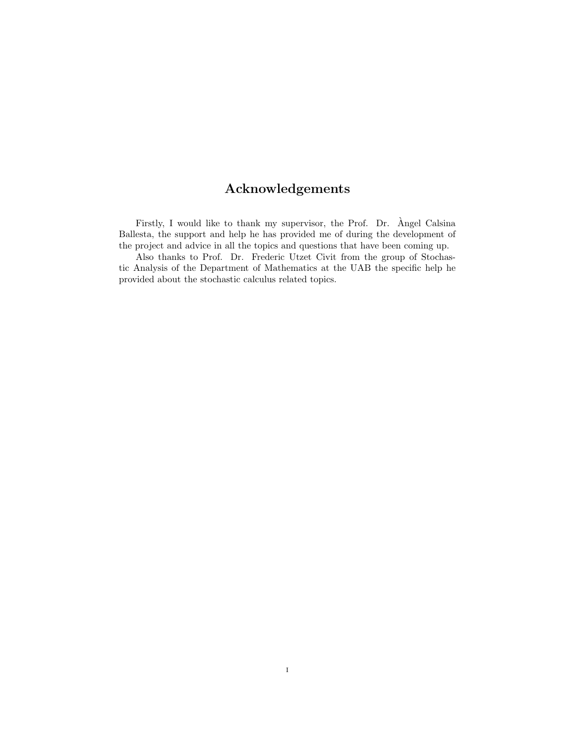# Acknowledgements

Firstly, I would like to thank my supervisor, the Prof. Dr. Àngel Calsina Ballesta, the support and help he has provided me of during the development of the project and advice in all the topics and questions that have been coming up.

Also thanks to Prof. Dr. Frederic Utzet Civit from the group of Stochastic Analysis of the Department of Mathematics at the UAB the specific help he provided about the stochastic calculus related topics.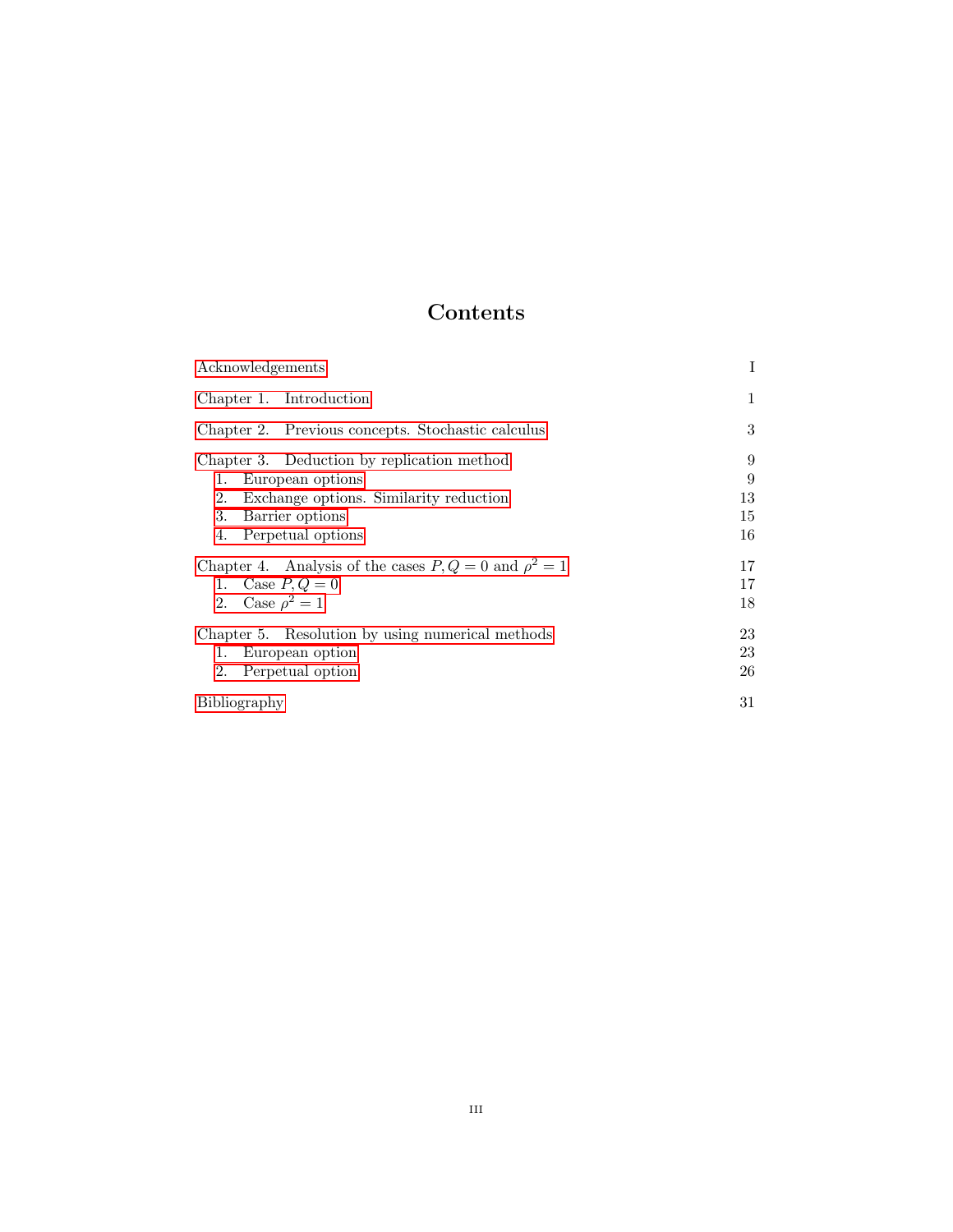# Contents

Acknowledgements I

Chapter 1. Introduction 1

Chapter 2. Previous concepts. Stochastic calculus 3

Chapter 3. Deduction by replication method 9

1. European options 9
2. Exchange options. Similarity reduction 13
3. Barrier options 15
4. Perpetual options 16

Chapter 4. Analysis of the cases $P, Q = 0$ and $\rho^2 = 1$ 17

1. Case $P, Q = 0$ 17
2. Case $\rho^2 = 1$ 18

Chapter 5. Resolution by using numerical methods 23

1. European option 23
2. Perpetual option 26

Bibliography 31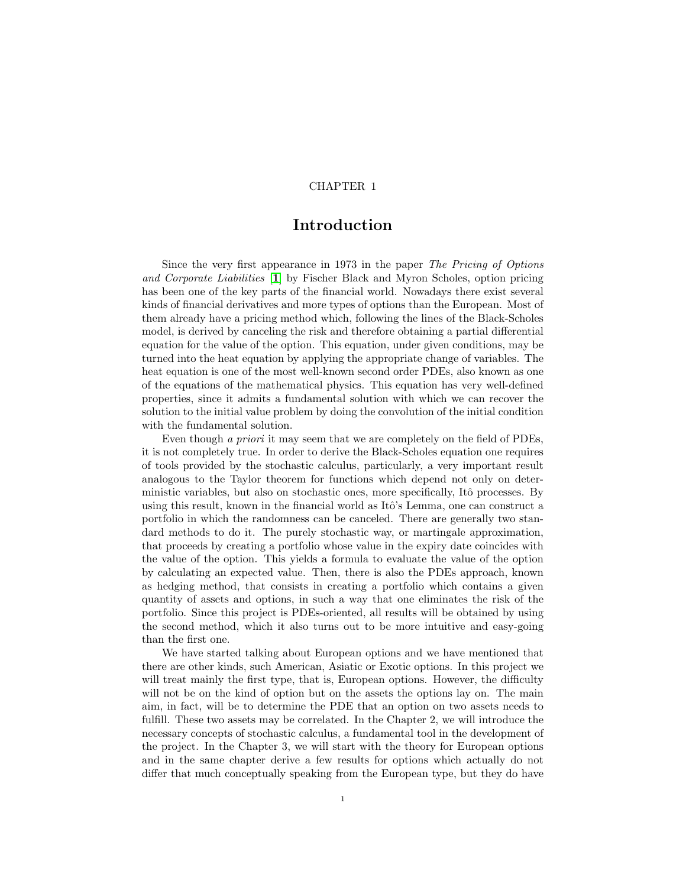CHAPTER 1

# Introduction

Since the very first appearance in 1973 in the paper *The Pricing of Options and Corporate Liabilities* [**1**] by Fischer Black and Myron Scholes, option pricing has been one of the key parts of the financial world. Nowadays there exist several kinds of financial derivatives and more types of options than the European. Most of them already have a pricing method which, following the lines of the Black-Scholes model, is derived by canceling the risk and therefore obtaining a partial differential equation for the value of the option. This equation, under given conditions, may be turned into the heat equation by applying the appropriate change of variables. The heat equation is one of the most well-known second order PDEs, also known as one of the equations of the mathematical physics. This equation has very well-defined properties, since it admits a fundamental solution with which we can recover the solution to the initial value problem by doing the convolution of the initial condition with the fundamental solution.

Even though *a priori* it may seem that we are completely on the field of PDEs, it is not completely true. In order to derive the Black-Scholes equation one requires of tools provided by the stochastic calculus, particularly, a very important result analogous to the Taylor theorem for functions which depend not only on deterministic variables, but also on stochastic ones, more specifically, Itô processes. By using this result, known in the financial world as Itô's Lemma, one can construct a portfolio in which the randomness can be canceled. There are generally two standard methods to do it. The purely stochastic way, or martingale approximation, that proceeds by creating a portfolio whose value in the expiry date coincides with the value of the option. This yields a formula to evaluate the value of the option by calculating an expected value. Then, there is also the PDEs approach, known as hedging method, that consists in creating a portfolio which contains a given quantity of assets and options, in such a way that one eliminates the risk of the portfolio. Since this project is PDEs-oriented, all results will be obtained by using the second method, which it also turns out to be more intuitive and easy-going than the first one.

We have started talking about European options and we have mentioned that there are other kinds, such American, Asiatic or Exotic options. In this project we will treat mainly the first type, that is, European options. However, the difficulty will not be on the kind of option but on the assets the options lay on. The main aim, in fact, will be to determine the PDE that an option on two assets needs to fulfill. These two assets may be correlated. In the Chapter 2, we will introduce the necessary concepts of stochastic calculus, a fundamental tool in the development of the project. In the Chapter 3, we will start with the theory for European options and in the same chapter derive a few results for options which actually do not differ that much conceptually speaking from the European type, but they do have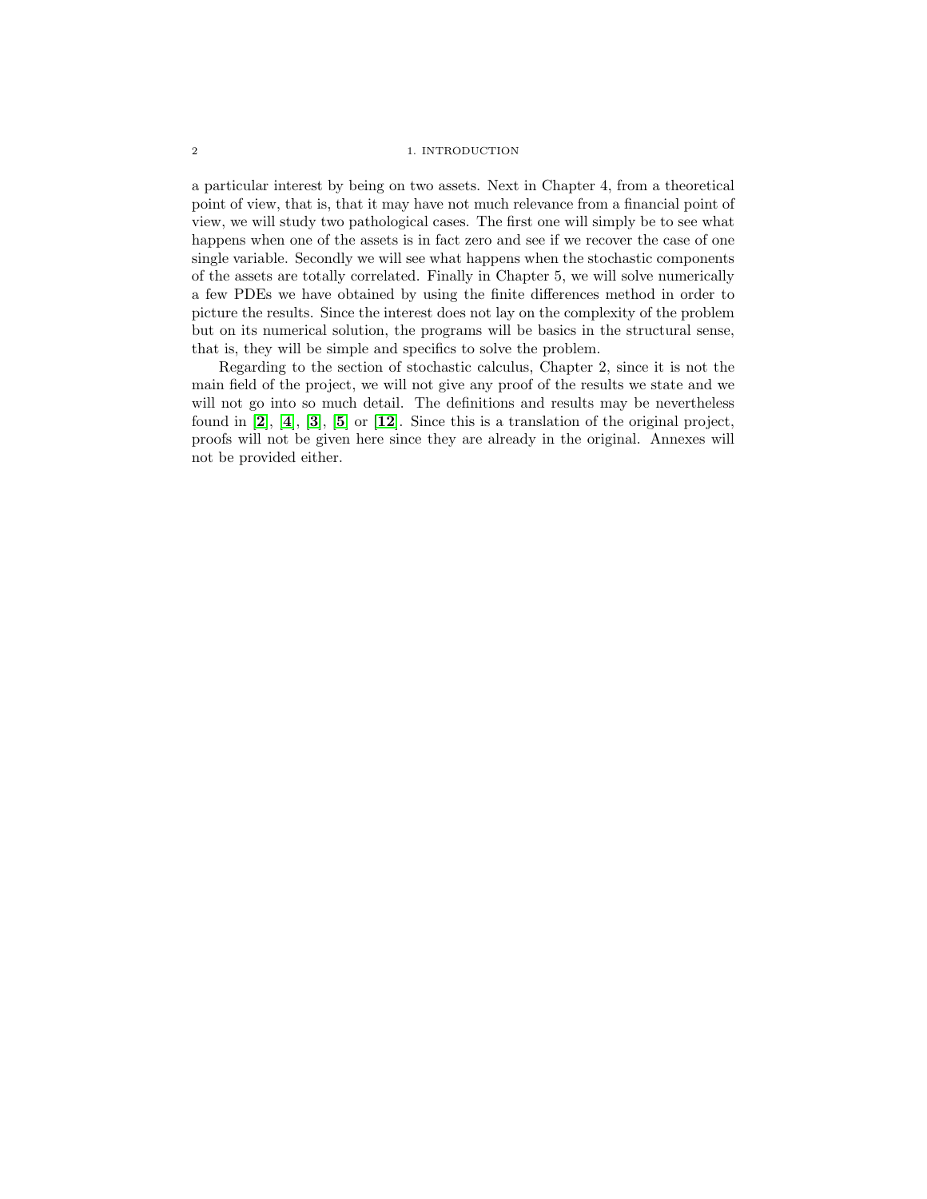a particular interest by being on two assets. Next in Chapter 4, from a theoretical point of view, that is, that it may have not much relevance from a financial point of view, we will study two pathological cases. The first one will simply be to see what happens when one of the assets is in fact zero and see if we recover the case of one single variable. Secondly we will see what happens when the stochastic components of the assets are totally correlated. Finally in Chapter 5, we will solve numerically a few PDEs we have obtained by using the finite differences method in order to picture the results. Since the interest does not lay on the complexity of the problem but on its numerical solution, the programs will be basics in the structural sense, that is, they will be simple and specifics to solve the problem.

Regarding to the section of stochastic calculus, Chapter 2, since it is not the main field of the project, we will not give any proof of the results we state and we will not go into so much detail. The definitions and results may be nevertheless found in [**2**], [**4**], [**3**], [**5**] or [**12**]. Since this is a translation of the original project, proofs will not be given here since they are already in the original. Annexes will not be provided either.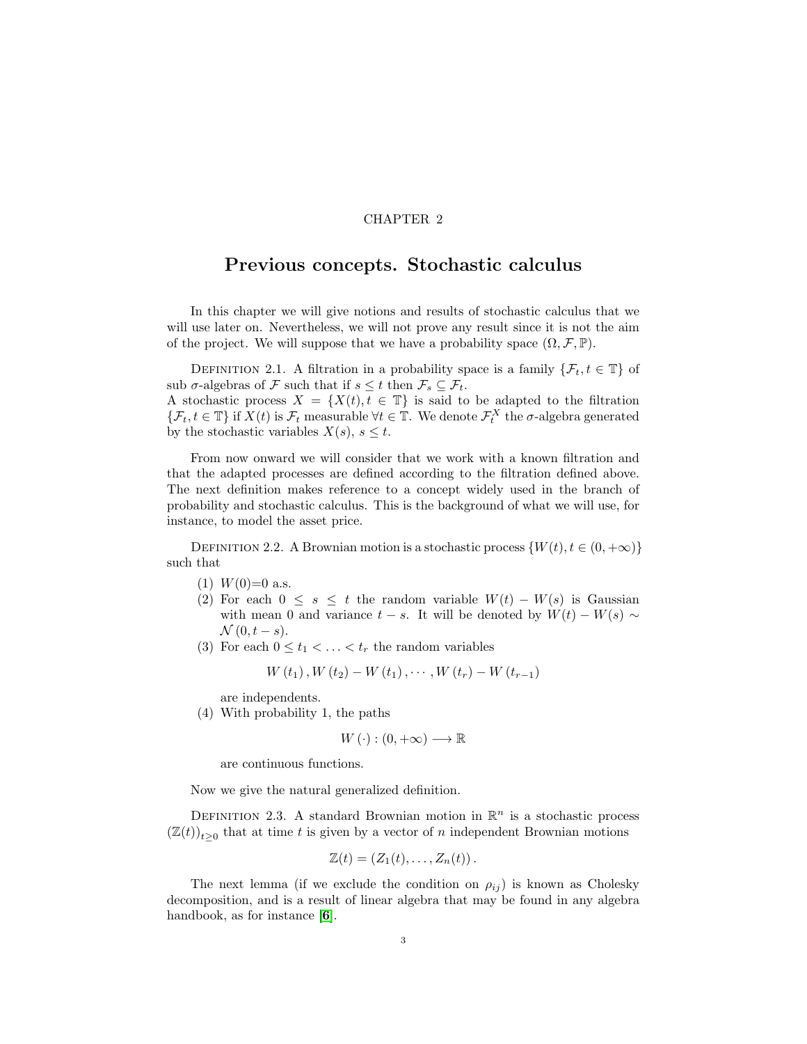CHAPTER 2

# Previous concepts. Stochastic calculus

In this chapter we will give notions and results of stochastic calculus that we will use later on. Nevertheless, we will not prove any result since it is not the aim of the project. We will suppose that we have a probability space $(\Omega, \mathcal{F}, \mathbb{P})$.

Definition 2.1. A filtration in a probability space is a family $\{\mathcal{F}_t, t \in \mathbb{T}\}$ of sub $\sigma$-algebras of $\mathcal{F}$ such that if $s \leq t$ then $\mathcal{F}_s \subseteq \mathcal{F}_t$.
A stochastic process $X = \{X(t), t \in \mathbb{T}\}$ is said to be adapted to the filtration $\{\mathcal{F}_t, t \in \mathbb{T}\}$ if $X(t)$ is $\mathcal{F}_t$ measurable $\forall t \in \mathbb{T}$. We denote $\mathcal{F}_t^X$ the $\sigma$-algebra generated by the stochastic variables $X(s)$, $s \leq t$.

From now onward we will consider that we work with a known filtration and that the adapted processes are defined according to the filtration defined above. The next definition makes reference to a concept widely used in the branch of probability and stochastic calculus. This is the background of what we will use, for instance, to model the asset price.

Definition 2.2. A Brownian motion is a stochastic process $\{W(t), t \in (0, +\infty)\}$ such that

1. $W(0)$=0 a.s.
2. For each $0 \leq s \leq t$ the random variable $W(t) - W(s)$ is Gaussian with mean 0 and variance $t - s$. It will be denoted by $W(t) - W(s) \sim \mathcal{N}(0, t-s)$.
3. For each $0 \leq t_1 < \ldots < t_r$ the random variables

$$W(t_1), W(t_2) - W(t_1), \cdots, W(t_r) - W(t_{r-1})$$

   are independents.
4. With probability 1, the paths

$$W(\cdot) : (0, +\infty) \longrightarrow \mathbb{R}$$

   are continuous functions.

Now we give the natural generalized definition.

Definition 2.3. A standard Brownian motion in $\mathbb{R}^n$ is a stochastic process $(\mathbb{Z}(t))_{t \geq 0}$ that at time $t$ is given by a vector of $n$ independent Brownian motions

$$\mathbb{Z}(t) = (Z_1(t), \ldots, Z_n(t)).$$

The next lemma (if we exclude the condition on $\rho_{ij}$) is known as Cholesky decomposition, and is a result of linear algebra that may be found in any algebra handbook, as for instance [6].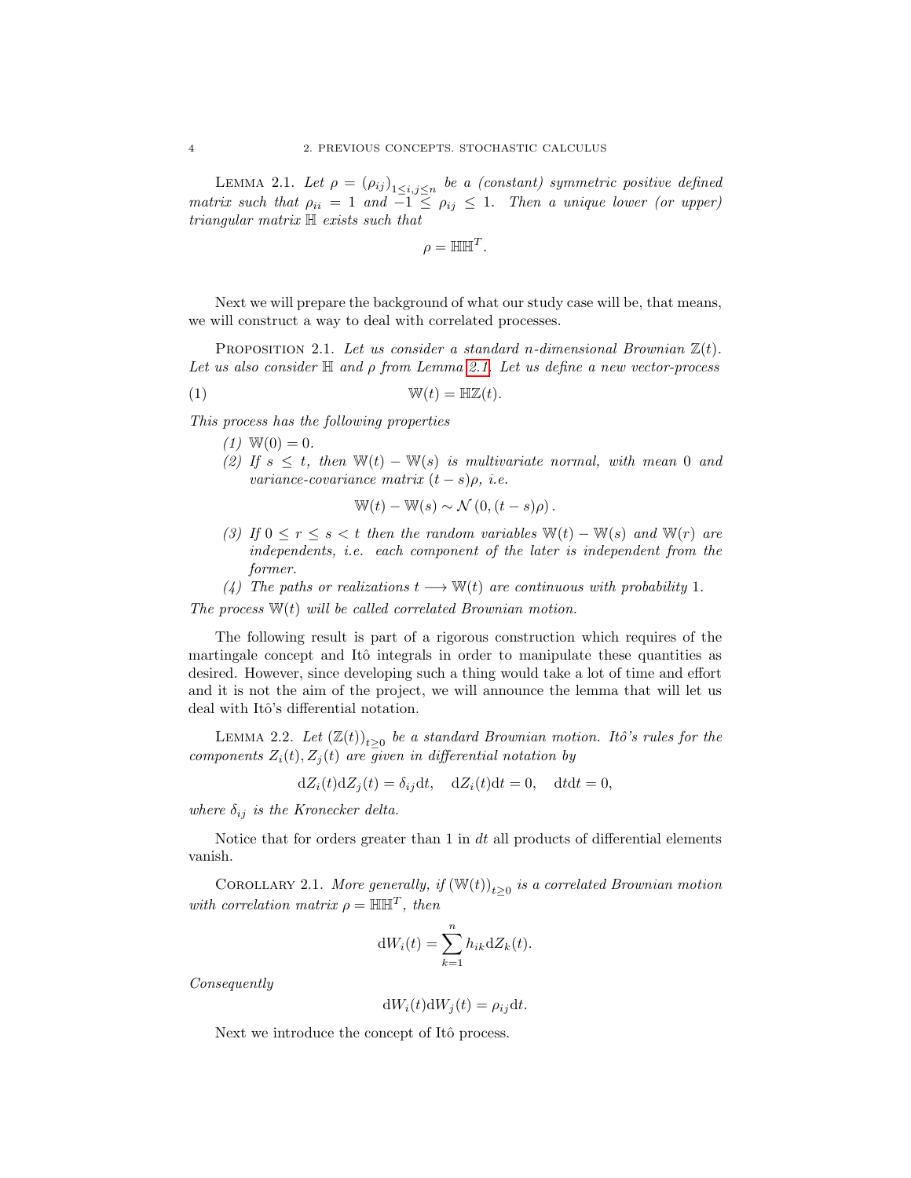**Lemma 2.1.** *Let $\rho = (\rho_{ij})_{1\leq i,j\leq n}$ be a (constant) symmetric positive defined matrix such that $\rho_{ii} = 1$ and $-1 \leq \rho_{ij} \leq 1$. Then a unique lower (or upper) triangular matrix $\mathbb{H}$ exists such that*

$$\rho = \mathbb{H}\mathbb{H}^T.$$

Next we will prepare the background of what our study case will be, that means, we will construct a way to deal with correlated processes.

**Proposition 2.1.** *Let us consider a standard $n$-dimensional Brownian $\mathbb{Z}(t)$. Let us also consider $\mathbb{H}$ and $\rho$ from Lemma 2.1. Let us define a new vector-process*

$$\mathbb{W}(t) = \mathbb{H}\mathbb{Z}(t). \tag{1}$$

*This process has the following properties*

1. *$\mathbb{W}(0) = 0$.*
2. *If $s \leq t$, then $\mathbb{W}(t) - \mathbb{W}(s)$ is multivariate normal, with mean 0 and variance-covariance matrix $(t-s)\rho$, i.e.*
$$\mathbb{W}(t) - \mathbb{W}(s) \sim \mathcal{N}\left(0, (t-s)\rho\right).$$
3. *If $0 \leq r \leq s < t$ then the random variables $\mathbb{W}(t) - \mathbb{W}(s)$ and $\mathbb{W}(r)$ are independents, i.e. each component of the later is independent from the former.*
4. *The paths or realizations $t \longrightarrow \mathbb{W}(t)$ are continuous with probability 1.*

*The process $\mathbb{W}(t)$ will be called correlated Brownian motion.*

The following result is part of a rigorous construction which requires of the martingale concept and Itô integrals in order to manipulate these quantities as desired. However, since developing such a thing would take a lot of time and effort and it is not the aim of the project, we will announce the lemma that will let us deal with Itô's differential notation.

**Lemma 2.2.** *Let $(\mathbb{Z}(t))_{t\geq 0}$ be a standard Brownian motion. Itô's rules for the components $Z_i(t), Z_j(t)$ are given in differential notation by*

$$\mathrm{d}Z_i(t)\mathrm{d}Z_j(t) = \delta_{ij}\mathrm{d}t, \quad \mathrm{d}Z_i(t)\mathrm{d}t = 0, \quad \mathrm{d}t\mathrm{d}t = 0,$$

*where $\delta_{ij}$ is the Kronecker delta.*

Notice that for orders greater than 1 in $dt$ all products of differential elements vanish.

**Corollary 2.1.** *More generally, if $(\mathbb{W}(t))_{t\geq 0}$ is a correlated Brownian motion with correlation matrix $\rho = \mathbb{H}\mathbb{H}^T$, then*

$$\mathrm{d}W_i(t) = \sum_{k=1}^{n} h_{ik}\mathrm{d}Z_k(t).$$

*Consequently*

$$\mathrm{d}W_i(t)\mathrm{d}W_j(t) = \rho_{ij}\mathrm{d}t.$$

Next we introduce the concept of Itô process.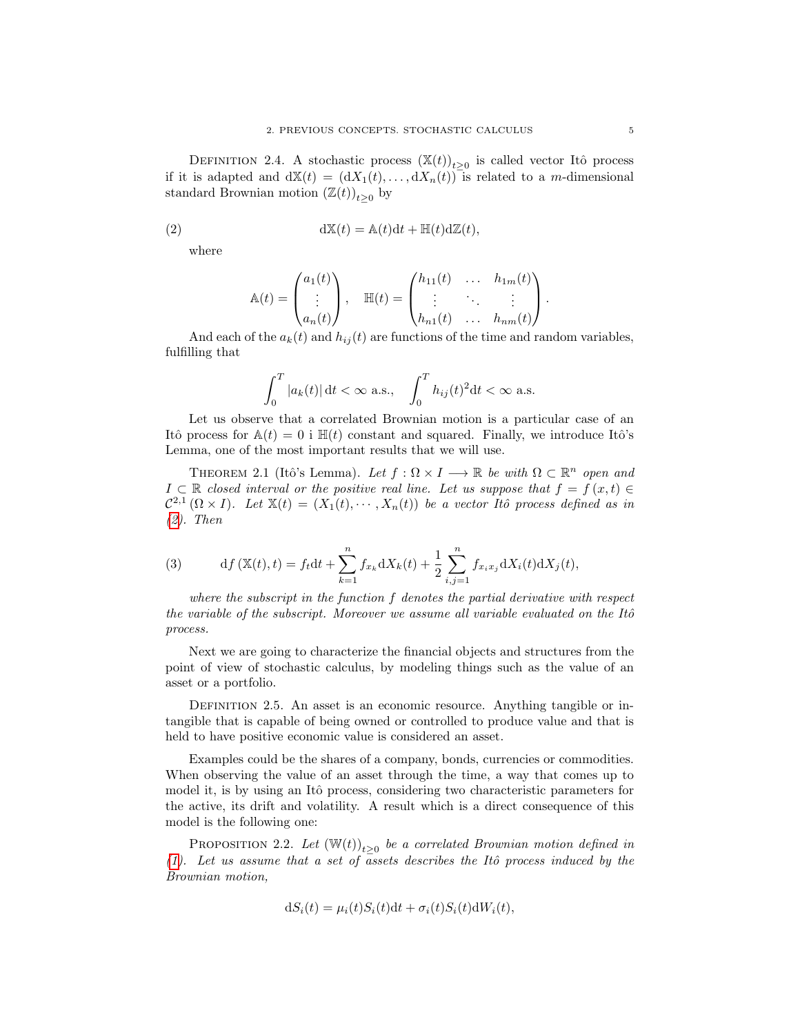Definition 2.4. A stochastic process $(\mathbb{X}(t))_{t\geq 0}$ is called vector Itô process if it is adapted and $\mathrm{d}\mathbb{X}(t) = (\mathrm{d}X_1(t), \ldots, \mathrm{d}X_n(t))$ is related to a $m$-dimensional standard Brownian motion $(\mathbb{Z}(t))_{t\geq 0}$ by

$$\mathrm{d}\mathbb{X}(t) = \mathbb{A}(t)\mathrm{d}t + \mathbb{H}(t)\mathrm{d}\mathbb{Z}(t), \tag{2}$$

where

$$\mathbb{A}(t) = \begin{pmatrix} a_1(t) \\ \vdots \\ a_n(t) \end{pmatrix}, \quad \mathbb{H}(t) = \begin{pmatrix} h_{11}(t) & \ldots & h_{1m}(t) \\ \vdots & \ddots & \vdots \\ h_{n1}(t) & \ldots & h_{nm}(t) \end{pmatrix}.$$

And each of the $a_k(t)$ and $h_{ij}(t)$ are functions of the time and random variables, fulfilling that

$$\int_0^T |a_k(t)|\,\mathrm{d}t < \infty \text{ a.s.}, \quad \int_0^T h_{ij}(t)^2 \mathrm{d}t < \infty \text{ a.s.}$$

Let us observe that a correlated Brownian motion is a particular case of an Itô process for $\mathbb{A}(t) = 0$ i $\mathbb{H}(t)$ constant and squared. Finally, we introduce Itô's Lemma, one of the most important results that we will use.

Theorem 2.1 (Itô's Lemma). *Let $f : \Omega \times I \longrightarrow \mathbb{R}$ be with $\Omega \subset \mathbb{R}^n$ open and $I \subset \mathbb{R}$ closed interval or the positive real line. Let us suppose that $f = f(x,t) \in \mathcal{C}^{2,1}(\Omega \times I)$. Let $\mathbb{X}(t) = (X_1(t), \cdots, X_n(t))$ be a vector Itô process defined as in (2). Then*

$$\mathrm{d}f(\mathbb{X}(t), t) = f_t \mathrm{d}t + \sum_{k=1}^{n} f_{x_k} \mathrm{d}X_k(t) + \frac{1}{2}\sum_{i,j=1}^{n} f_{x_i x_j} \mathrm{d}X_i(t)\mathrm{d}X_j(t), \tag{3}$$

*where the subscript in the function $f$ denotes the partial derivative with respect the variable of the subscript. Moreover we assume all variable evaluated on the Itô process.*

Next we are going to characterize the financial objects and structures from the point of view of stochastic calculus, by modeling things such as the value of an asset or a portfolio.

Definition 2.5. An asset is an economic resource. Anything tangible or intangible that is capable of being owned or controlled to produce value and that is held to have positive economic value is considered an asset.

Examples could be the shares of a company, bonds, currencies or commodities. When observing the value of an asset through the time, a way that comes up to model it, is by using an Itô process, considering two characteristic parameters for the active, its drift and volatility. A result which is a direct consequence of this model is the following one:

Proposition 2.2. *Let $(\mathbb{W}(t))_{t\geq 0}$ be a correlated Brownian motion defined in (1). Let us assume that a set of assets describes the Itô process induced by the Brownian motion,*

$$\mathrm{d}S_i(t) = \mu_i(t)S_i(t)\mathrm{d}t + \sigma_i(t)S_i(t)\mathrm{d}W_i(t),$$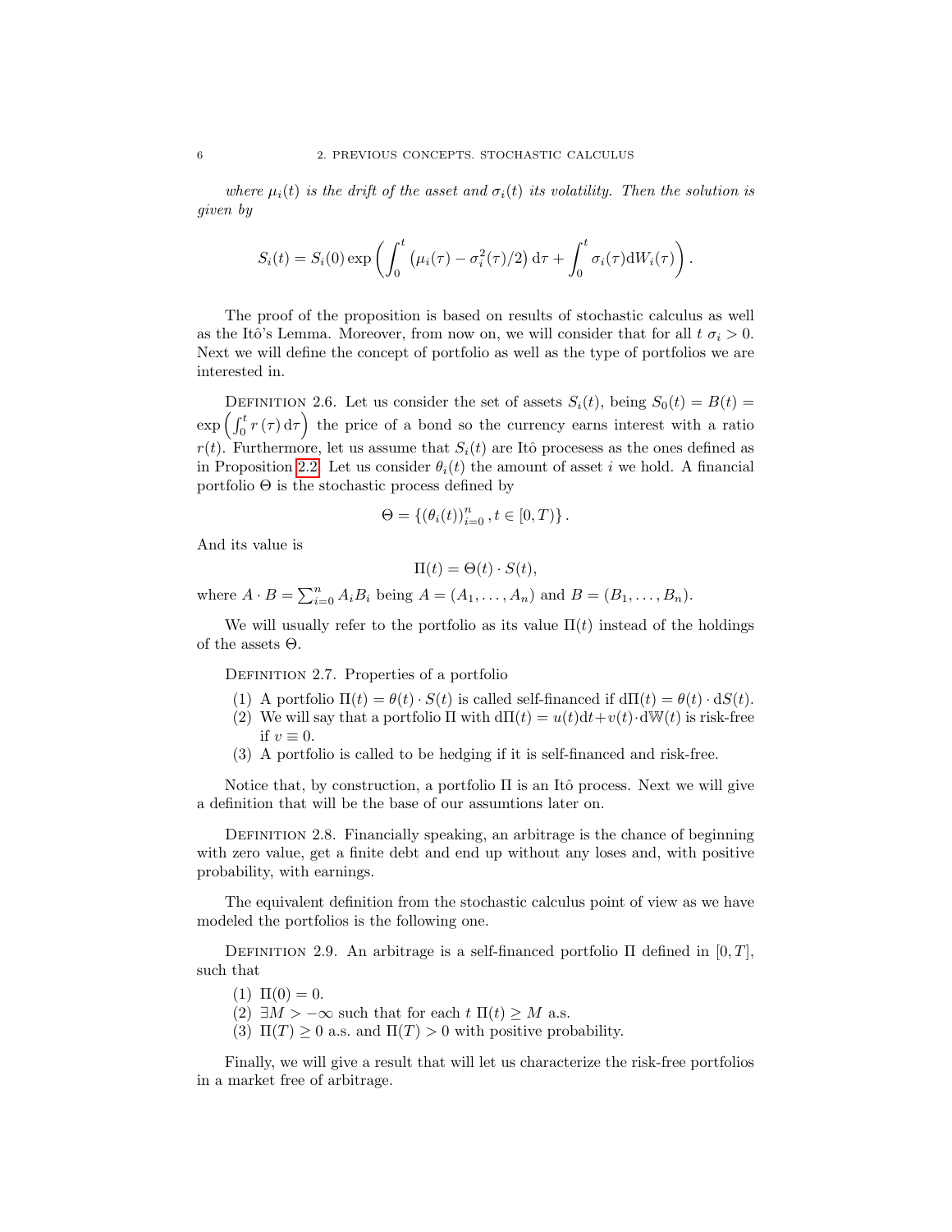*where $\mu_i(t)$ is the drift of the asset and $\sigma_i(t)$ its volatility. Then the solution is given by*

$$S_i(t) = S_i(0) \exp\left( \int_0^t \left( \mu_i(\tau) - \sigma_i^2(\tau)/2 \right) \mathrm{d}\tau + \int_0^t \sigma_i(\tau) \mathrm{d}W_i(\tau) \right).$$

The proof of the proposition is based on results of stochastic calculus as well as the Itô's Lemma. Moreover, from now on, we will consider that for all $t$ $\sigma_i > 0$. Next we will define the concept of portfolio as well as the type of portfolios we are interested in.

Definition 2.6. Let us consider the set of assets $S_i(t)$, being $S_0(t) = B(t) = \exp\left( \int_0^t r(\tau) \, \mathrm{d}\tau \right)$ the price of a bond so the currency earns interest with a ratio $r(t)$. Furthermore, let us assume that $S_i(t)$ are Itô processess as the ones defined as in Proposition 2.2. Let us consider $\theta_i(t)$ the amount of asset $i$ we hold. A financial portfolio $\Theta$ is the stochastic process defined by

$$\Theta = \left\{ (\theta_i(t))_{i=0}^n, t \in [0, T) \right\}.$$

And its value is

$$\Pi(t) = \Theta(t) \cdot S(t),$$

where $A \cdot B = \sum_{i=0}^n A_i B_i$ being $A = (A_1, \ldots, A_n)$ and $B = (B_1, \ldots, B_n)$.

We will usually refer to the portfolio as its value $\Pi(t)$ instead of the holdings of the assets $\Theta$.

Definition 2.7. Properties of a portfolio

1. A portfolio $\Pi(t) = \theta(t) \cdot S(t)$ is called self-financed if $\mathrm{d}\Pi(t) = \theta(t) \cdot \mathrm{d}S(t)$.
2. We will say that a portfolio $\Pi$ with $\mathrm{d}\Pi(t) = u(t)\mathrm{d}t + v(t) \cdot \mathrm{d}\mathbb{W}(t)$ is risk-free if $v \equiv 0$.
3. A portfolio is called to be hedging if it is self-financed and risk-free.

Notice that, by construction, a portfolio $\Pi$ is an Itô process. Next we will give a definition that will be the base of our assumtions later on.

Definition 2.8. Financially speaking, an arbitrage is the chance of beginning with zero value, get a finite debt and end up without any loses and, with positive probability, with earnings.

The equivalent definition from the stochastic calculus point of view as we have modeled the portfolios is the following one.

Definition 2.9. An arbitrage is a self-financed portfolio $\Pi$ defined in $[0, T]$, such that

1. $\Pi(0) = 0$.
2. $\exists M > -\infty$ such that for each $t$ $\Pi(t) \geq M$ a.s.
3. $\Pi(T) \geq 0$ a.s. and $\Pi(T) > 0$ with positive probability.

Finally, we will give a result that will let us characterize the risk-free portfolios in a market free of arbitrage.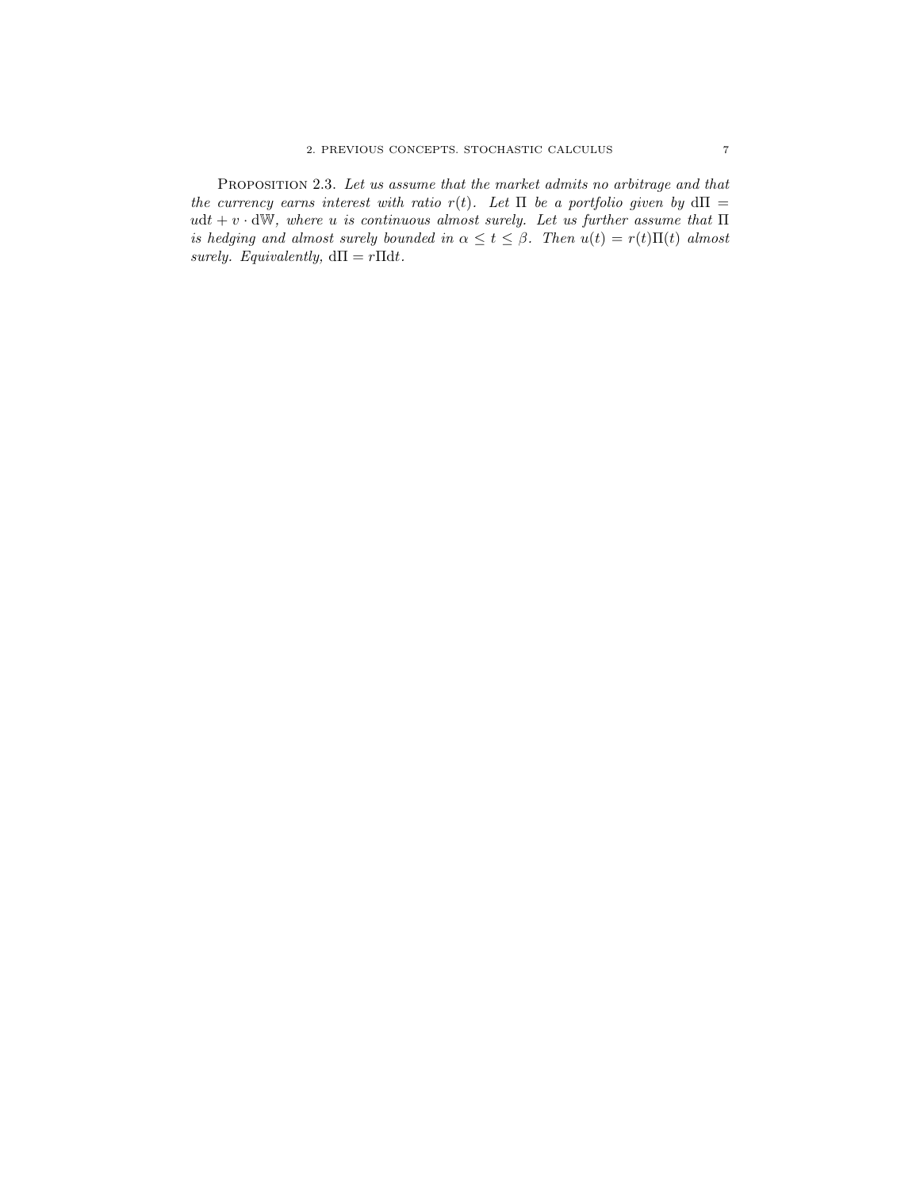Proposition 2.3. *Let us assume that the market admits no arbitrage and that the currency earns interest with ratio $r(t)$. Let $\Pi$ be a portfolio given by $\mathrm{d}\Pi = u\mathrm{d}t + v \cdot \mathrm{d}\mathbb{W}$, where $u$ is continuous almost surely. Let us further assume that $\Pi$ is hedging and almost surely bounded in $\alpha \leq t \leq \beta$. Then $u(t) = r(t)\Pi(t)$ almost surely. Equivalently, $\mathrm{d}\Pi = r\Pi\mathrm{d}t$.*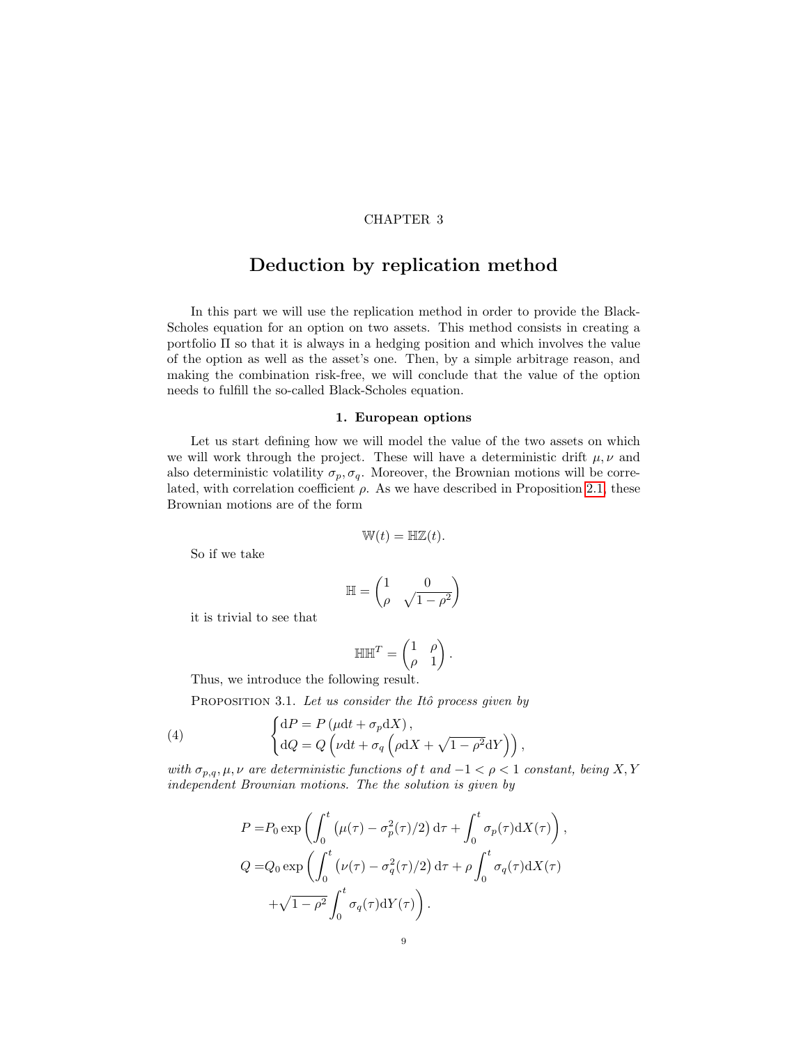CHAPTER 3

# Deduction by replication method

In this part we will use the replication method in order to provide the Black-Scholes equation for an option on two assets. This method consists in creating a portfolio $\Pi$ so that it is always in a hedging position and which involves the value of the option as well as the asset's one. Then, by a simple arbitrage reason, and making the combination risk-free, we will conclude that the value of the option needs to fulfill the so-called Black-Scholes equation.

## 1. European options

Let us start defining how we will model the value of the two assets on which we will work through the project. These will have a deterministic drift $\mu, \nu$ and also deterministic volatility $\sigma_p, \sigma_q$. Moreover, the Brownian motions will be correlated, with correlation coefficient $\rho$. As we have described in Proposition 2.1, these Brownian motions are of the form

$$\mathbb{W}(t) = \mathbb{H}\mathbb{Z}(t).$$

So if we take

$$\mathbb{H} = \begin{pmatrix} 1 & 0 \\ \rho & \sqrt{1-\rho^2} \end{pmatrix}$$

it is trivial to see that

$$\mathbb{H}\mathbb{H}^T = \begin{pmatrix} 1 & \rho \\ \rho & 1 \end{pmatrix}.$$

Thus, we introduce the following result.

Proposition 3.1. *Let us consider the Itô process given by*

$$\begin{cases} \mathrm{d}P = P\left(\mu \mathrm{d}t + \sigma_p \mathrm{d}X\right), \\ \mathrm{d}Q = Q\left(\nu \mathrm{d}t + \sigma_q\left(\rho \mathrm{d}X + \sqrt{1-\rho^2}\mathrm{d}Y\right)\right), \end{cases} \tag{4}$$

*with $\sigma_{p,q}, \mu, \nu$ are deterministic functions of $t$ and $-1 < \rho < 1$ constant, being $X, Y$ independent Brownian motions. The the solution is given by*

$$\begin{aligned} P =& P_0 \exp\left(\int_0^t \left(\mu(\tau) - \sigma_p^2(\tau)/2\right)\mathrm{d}\tau + \int_0^t \sigma_p(\tau)\mathrm{d}X(\tau)\right), \\ Q =& Q_0 \exp\left(\int_0^t \left(\nu(\tau) - \sigma_q^2(\tau)/2\right)\mathrm{d}\tau + \rho\int_0^t \sigma_q(\tau)\mathrm{d}X(\tau) \right. \\ &\left. + \sqrt{1-\rho^2}\int_0^t \sigma_q(\tau)\mathrm{d}Y(\tau)\right). \end{aligned}$$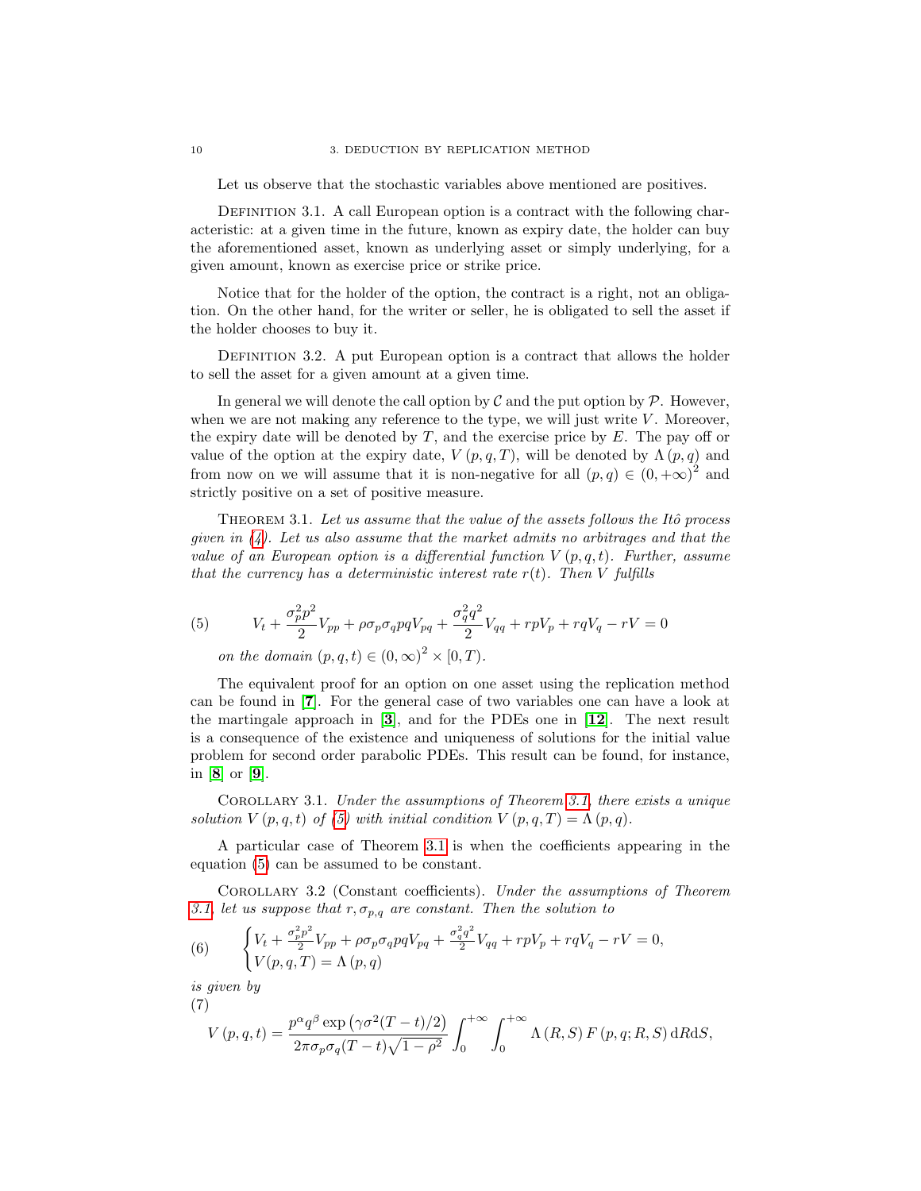Let us observe that the stochastic variables above mentioned are positives.

Definition 3.1. A call European option is a contract with the following characteristic: at a given time in the future, known as expiry date, the holder can buy the aforementioned asset, known as underlying asset or simply underlying, for a given amount, known as exercise price or strike price.

Notice that for the holder of the option, the contract is a right, not an obligation. On the other hand, for the writer or seller, he is obligated to sell the asset if the holder chooses to buy it.

Definition 3.2. A put European option is a contract that allows the holder to sell the asset for a given amount at a given time.

In general we will denote the call option by $\mathcal{C}$ and the put option by $\mathcal{P}$. However, when we are not making any reference to the type, we will just write $V$. Moreover, the expiry date will be denoted by $T$, and the exercise price by $E$. The pay off or value of the option at the expiry date, $V(p,q,T)$, will be denoted by $\Lambda(p,q)$ and from now on we will assume that it is non-negative for all $(p,q) \in (0,+\infty)^2$ and strictly positive on a set of positive measure.

Theorem 3.1. *Let us assume that the value of the assets follows the Itô process given in (4). Let us also assume that the market admits no arbitrages and that the value of an European option is a differential function $V(p,q,t)$. Further, assume that the currency has a deterministic interest rate $r(t)$. Then $V$ fulfills*

$$V_t + \frac{\sigma_p^2 p^2}{2} V_{pp} + \rho\sigma_p\sigma_q pq V_{pq} + \frac{\sigma_q^2 q^2}{2} V_{qq} + rpV_p + rqV_q - rV = 0 \tag{5}$$

*on the domain $(p,q,t) \in (0,\infty)^2 \times [0,T)$.*

The equivalent proof for an option on one asset using the replication method can be found in [7]. For the general case of two variables one can have a look at the martingale approach in [3], and for the PDEs one in [12]. The next result is a consequence of the existence and uniqueness of solutions for the initial value problem for second order parabolic PDEs. This result can be found, for instance, in [8] or [9].

Corollary 3.1. *Under the assumptions of Theorem 3.1, there exists a unique solution $V(p,q,t)$ of (5) with initial condition $V(p,q,T) = \Lambda(p,q)$.*

A particular case of Theorem 3.1 is when the coefficients appearing in the equation (5) can be assumed to be constant.

Corollary 3.2 (Constant coefficients). *Under the assumptions of Theorem 3.1, let us suppose that $r, \sigma_{p,q}$ are constant. Then the solution to*

$$\begin{cases} V_t + \frac{\sigma_p^2 p^2}{2} V_{pp} + \rho\sigma_p\sigma_q pq V_{pq} + \frac{\sigma_q^2 q^2}{2} V_{qq} + rpV_p + rqV_q - rV = 0, \\ V(p,q,T) = \Lambda(p,q) \end{cases} \tag{6}$$

*is given by*

$$V(p,q,t) = \frac{p^\alpha q^\beta \exp\left(\gamma\sigma^2(T-t)/2\right)}{2\pi\sigma_p\sigma_q(T-t)\sqrt{1-\rho^2}} \int_0^{+\infty}\int_0^{+\infty} \Lambda(R,S)\, F(p,q;R,S)\, \mathrm{d}R\mathrm{d}S, \tag{7}$$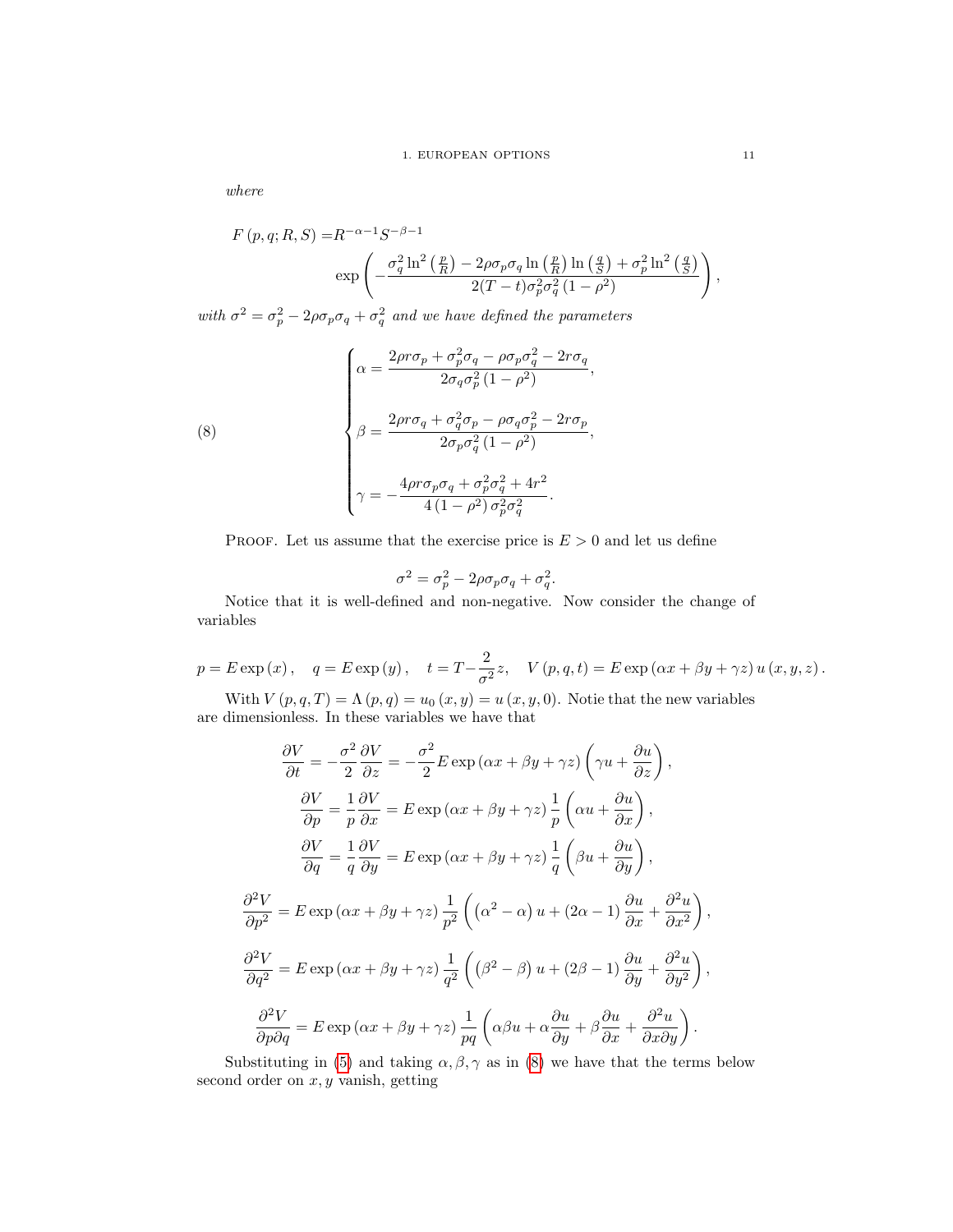*where*

$$
\begin{aligned}
F(p,q;R,S) = & R^{-\alpha-1}S^{-\beta-1} \\
& \exp\left(-\frac{\sigma_q^2\ln^2\left(\frac{p}{R}\right)-2\rho\sigma_p\sigma_q\ln\left(\frac{p}{R}\right)\ln\left(\frac{q}{S}\right)+\sigma_p^2\ln^2\left(\frac{q}{S}\right)}{2(T-t)\sigma_p^2\sigma_q^2\left(1-\rho^2\right)}\right),
\end{aligned}
$$

*with* $\sigma^2=\sigma_p^2-2\rho\sigma_p\sigma_q+\sigma_q^2$ *and we have defined the parameters*

$$
\begin{cases}
\alpha = \dfrac{2\rho r\sigma_p+\sigma_p^2\sigma_q-\rho\sigma_p\sigma_q^2-2r\sigma_q}{2\sigma_q\sigma_p^2\left(1-\rho^2\right)}, \\[2ex]
\beta = \dfrac{2\rho r\sigma_q+\sigma_q^2\sigma_p-\rho\sigma_q\sigma_p^2-2r\sigma_p}{2\sigma_p\sigma_q^2\left(1-\rho^2\right)}, \\[2ex]
\gamma = -\dfrac{4\rho r\sigma_p\sigma_q+\sigma_p^2\sigma_q^2+4r^2}{4\left(1-\rho^2\right)\sigma_p^2\sigma_q^2}.
\end{cases} \tag{8}
$$

Proof. Let us assume that the exercise price is $E>0$ and let us define

$$\sigma^2=\sigma_p^2-2\rho\sigma_p\sigma_q+\sigma_q^2.$$

Notice that it is well-defined and non-negative. Now consider the change of variables

$$p=E\exp(x),\quad q=E\exp(y),\quad t=T-\frac{2}{\sigma^2}z,\quad V(p,q,t)=E\exp(\alpha x+\beta y+\gamma z)\,u(x,y,z).$$

With $V(p,q,T)=\Lambda(p,q)=u_0(x,y)=u(x,y,0)$. Notie that the new variables are dimensionless. In these variables we have that

$$
\begin{aligned}
\frac{\partial V}{\partial t} &= -\frac{\sigma^2}{2}\frac{\partial V}{\partial z} = -\frac{\sigma^2}{2}E\exp(\alpha x+\beta y+\gamma z)\left(\gamma u+\frac{\partial u}{\partial z}\right), \\
\frac{\partial V}{\partial p} &= \frac{1}{p}\frac{\partial V}{\partial x} = E\exp(\alpha x+\beta y+\gamma z)\frac{1}{p}\left(\alpha u+\frac{\partial u}{\partial x}\right), \\
\frac{\partial V}{\partial q} &= \frac{1}{q}\frac{\partial V}{\partial y} = E\exp(\alpha x+\beta y+\gamma z)\frac{1}{q}\left(\beta u+\frac{\partial u}{\partial y}\right), \\
\frac{\partial^2 V}{\partial p^2} &= E\exp(\alpha x+\beta y+\gamma z)\frac{1}{p^2}\left(\left(\alpha^2-\alpha\right)u+(2\alpha-1)\frac{\partial u}{\partial x}+\frac{\partial^2 u}{\partial x^2}\right), \\
\frac{\partial^2 V}{\partial q^2} &= E\exp(\alpha x+\beta y+\gamma z)\frac{1}{q^2}\left(\left(\beta^2-\beta\right)u+(2\beta-1)\frac{\partial u}{\partial y}+\frac{\partial^2 u}{\partial y^2}\right), \\
\frac{\partial^2 V}{\partial p\partial q} &= E\exp(\alpha x+\beta y+\gamma z)\frac{1}{pq}\left(\alpha\beta u+\alpha\frac{\partial u}{\partial y}+\beta\frac{\partial u}{\partial x}+\frac{\partial^2 u}{\partial x\partial y}\right).
\end{aligned}
$$

Substituting in (5) and taking $\alpha,\beta,\gamma$ as in (8) we have that the terms below second order on $x,y$ vanish, getting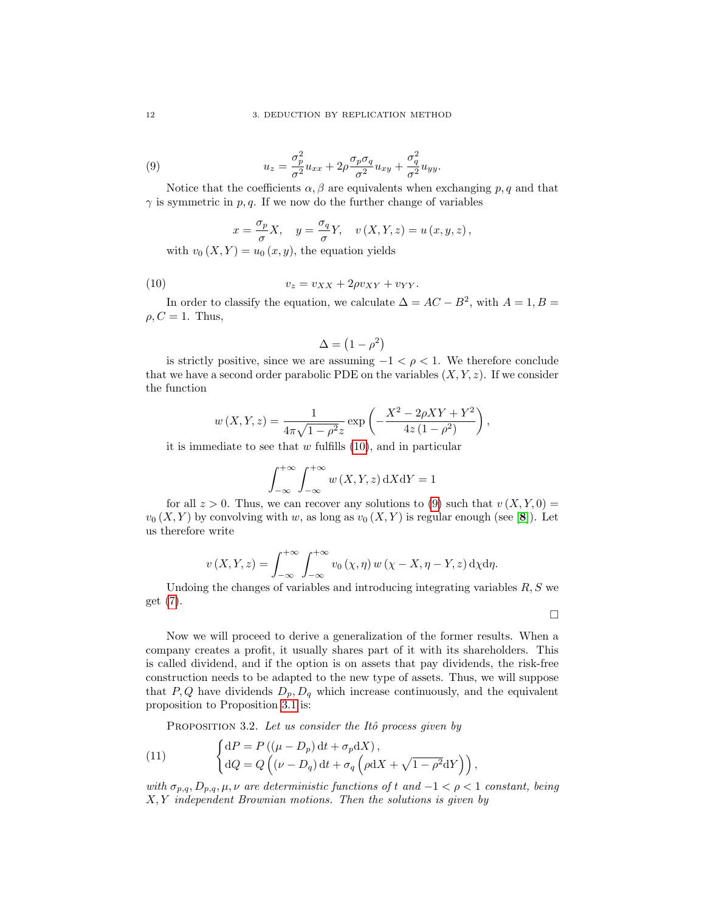$$u_z = \frac{\sigma_p^2}{\sigma^2} u_{xx} + 2\rho \frac{\sigma_p \sigma_q}{\sigma^2} u_{xy} + \frac{\sigma_q^2}{\sigma^2} u_{yy}. \tag{9}$$

Notice that the coefficients $\alpha, \beta$ are equivalents when exchanging $p, q$ and that $\gamma$ is symmetric in $p, q$. If we now do the further change of variables

$$x = \frac{\sigma_p}{\sigma} X, \quad y = \frac{\sigma_q}{\sigma} Y, \quad v(X, Y, z) = u(x, y, z),$$

with $v_0(X, Y) = u_0(x, y)$, the equation yields

$$v_z = v_{XX} + 2\rho v_{XY} + v_{YY}. \tag{10}$$

In order to classify the equation, we calculate $\Delta = AC - B^2$, with $A = 1, B = \rho, C = 1$. Thus,

$$\Delta = \left(1 - \rho^2\right)$$

is strictly positive, since we are assuming $-1 < \rho < 1$. We therefore conclude that we have a second order parabolic PDE on the variables $(X, Y, z)$. If we consider the function

$$w(X, Y, z) = \frac{1}{4\pi\sqrt{1-\rho^2} z} \exp\left(-\frac{X^2 - 2\rho XY + Y^2}{4z\left(1-\rho^2\right)}\right),$$

it is immediate to see that $w$ fulfills (10), and in particular

$$\int_{-\infty}^{+\infty} \int_{-\infty}^{+\infty} w(X, Y, z)\, \mathrm{d}X \mathrm{d}Y = 1$$

for all $z > 0$. Thus, we can recover any solutions to (9) such that $v(X, Y, 0) = v_0(X, Y)$ by convolving with $w$, as long as $v_0(X, Y)$ is regular enough (see [**8**]). Let us therefore write

$$v(X, Y, z) = \int_{-\infty}^{+\infty} \int_{-\infty}^{+\infty} v_0(\chi, \eta)\, w(\chi - X, \eta - Y, z)\, \mathrm{d}\chi \mathrm{d}\eta.$$

Undoing the changes of variables and introducing integrating variables $R, S$ we get (7).

□

Now we will proceed to derive a generalization of the former results. When a company creates a profit, it usually shares part of it with its shareholders. This is called dividend, and if the option is on assets that pay dividends, the risk-free construction needs to be adapted to the new type of assets. Thus, we will suppose that $P, Q$ have dividends $D_p, D_q$ which increase continuously, and the equivalent proposition to Proposition 3.1 is:

Proposition 3.2. *Let us consider the Itô process given by*

$$\begin{cases} \mathrm{d}P = P\left(\left(\mu - D_p\right) \mathrm{d}t + \sigma_p \mathrm{d}X\right), \\ \mathrm{d}Q = Q\left(\left(\nu - D_q\right) \mathrm{d}t + \sigma_q\left(\rho \mathrm{d}X + \sqrt{1-\rho^2} \mathrm{d}Y\right)\right), \end{cases} \tag{11}$$

*with $\sigma_{p,q}, D_{p,q}, \mu, \nu$ are deterministic functions of $t$ and $-1 < \rho < 1$ constant, being $X, Y$ independent Brownian motions. Then the solutions is given by*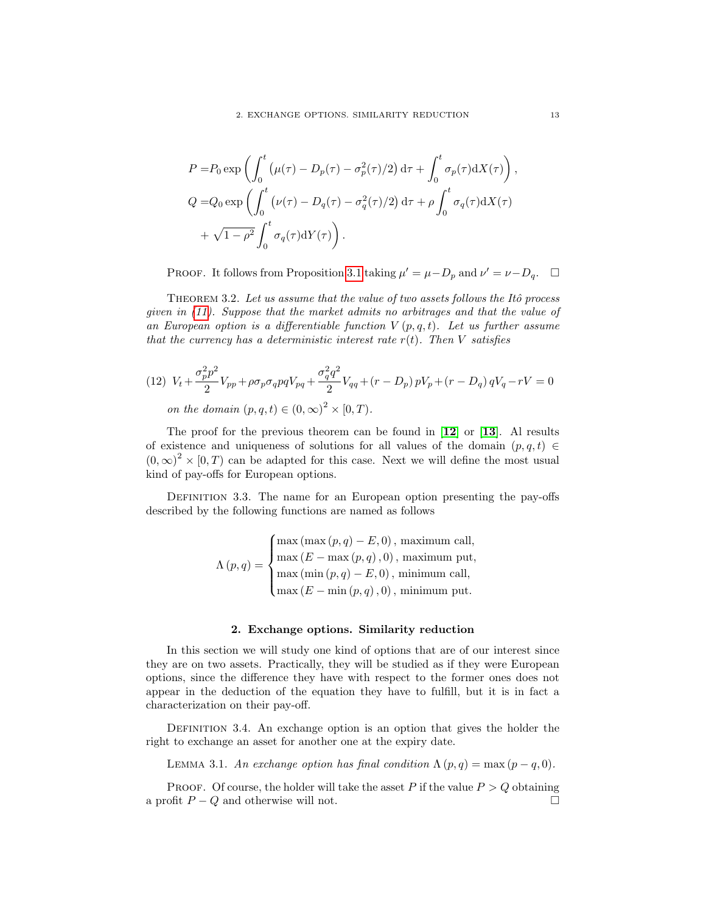$$
\begin{aligned}
P =& P_0 \exp\left(\int_0^t \left(\mu(\tau) - D_p(\tau) - \sigma_p^2(\tau)/2\right) \mathrm{d}\tau + \int_0^t \sigma_p(\tau) \mathrm{d}X(\tau)\right), \\
Q =& Q_0 \exp\left(\int_0^t \left(\nu(\tau) - D_q(\tau) - \sigma_q^2(\tau)/2\right) \mathrm{d}\tau + \rho \int_0^t \sigma_q(\tau) \mathrm{d}X(\tau)\right. \\
&\left. + \sqrt{1-\rho^2} \int_0^t \sigma_q(\tau) \mathrm{d}Y(\tau)\right).
\end{aligned}
$$

Proof. It follows from Proposition 3.1 taking $\mu' = \mu - D_p$ and $\nu' = \nu - D_q$. □

Theorem 3.2. *Let us assume that the value of two assets follows the Itô process given in (11). Suppose that the market admits no arbitrages and that the value of an European option is a differentiable function $V(p,q,t)$. Let us further assume that the currency has a deterministic interest rate $r(t)$. Then $V$ satisfies*

$$
(12)\quad V_t + \frac{\sigma_p^2 p^2}{2} V_{pp} + \rho \sigma_p \sigma_q p q V_{pq} + \frac{\sigma_q^2 q^2}{2} V_{qq} + (r - D_p)\, p V_p + (r - D_q)\, q V_q - rV = 0
$$

*on the domain $(p,q,t) \in (0,\infty)^2 \times [0,T)$.*

The proof for the previous theorem can be found in [12] or [13]. Al results of existence and uniqueness of solutions for all values of the domain $(p,q,t) \in (0,\infty)^2 \times [0,T)$ can be adapted for this case. Next we will define the most usual kind of pay-offs for European options.

Definition 3.3. The name for an European option presenting the pay-offs described by the following functions are named as follows

$$
\Lambda(p,q) = \begin{cases}
\max\left(\max(p,q) - E, 0\right), \text{ maximum call,} \\
\max\left(E - \max(p,q), 0\right), \text{ maximum put,} \\
\max\left(\min(p,q) - E, 0\right), \text{ minimum call,} \\
\max\left(E - \min(p,q), 0\right), \text{ minimum put.}
\end{cases}
$$

## 2. Exchange options. Similarity reduction

In this section we will study one kind of options that are of our interest since they are on two assets. Practically, they will be studied as if they were European options, since the difference they have with respect to the former ones does not appear in the deduction of the equation they have to fulfill, but it is in fact a characterization on their pay-off.

Definition 3.4. An exchange option is an option that gives the holder the right to exchange an asset for another one at the expiry date.

Lemma 3.1. *An exchange option has final condition $\Lambda(p,q) = \max(p-q, 0)$.*

Proof. Of course, the holder will take the asset $P$ if the value $P > Q$ obtaining a profit $P - Q$ and otherwise will not. □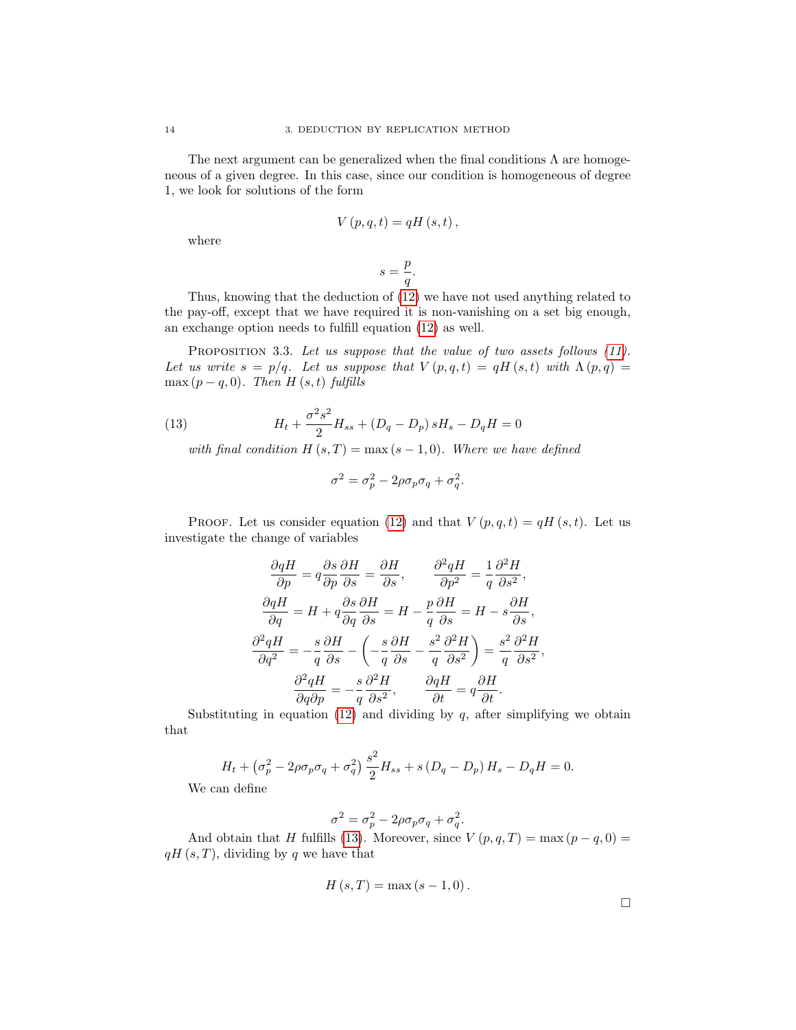The next argument can be generalized when the final conditions $\Lambda$ are homogeneous of a given degree. In this case, since our condition is homogeneous of degree 1, we look for solutions of the form

$$V(p,q,t) = qH(s,t),$$

where

$$s = \frac{p}{q}.$$

Thus, knowing that the deduction of (12) we have not used anything related to the pay-off, except that we have required it is non-vanishing on a set big enough, an exchange option needs to fulfill equation (12) as well.

Proposition 3.3. *Let us suppose that the value of two assets follows (11). Let us write $s = p/q$. Let us suppose that $V(p,q,t) = qH(s,t)$ with $\Lambda(p,q) = \max(p-q,0)$. Then $H(s,t)$ fulfills*

$$H_t + \frac{\sigma^2 s^2}{2} H_{ss} + (D_q - D_p)\, sH_s - D_q H = 0 \tag{13}$$

*with final condition $H(s,T) = \max(s-1,0)$. Where we have defined*

$$\sigma^2 = \sigma_p^2 - 2\rho\sigma_p\sigma_q + \sigma_q^2.$$

Proof. Let us consider equation (12) and that $V(p,q,t) = qH(s,t)$. Let us investigate the change of variables

$$\frac{\partial qH}{\partial p} = q\frac{\partial s}{\partial p}\frac{\partial H}{\partial s} = \frac{\partial H}{\partial s}, \qquad \frac{\partial^2 qH}{\partial p^2} = \frac{1}{q}\frac{\partial^2 H}{\partial s^2},$$

$$\frac{\partial qH}{\partial q} = H + q\frac{\partial s}{\partial q}\frac{\partial H}{\partial s} = H - \frac{p}{q}\frac{\partial H}{\partial s} = H - s\frac{\partial H}{\partial s},$$

$$\frac{\partial^2 qH}{\partial q^2} = -\frac{s}{q}\frac{\partial H}{\partial s} - \left(-\frac{s}{q}\frac{\partial H}{\partial s} - \frac{s^2}{q}\frac{\partial^2 H}{\partial s^2}\right) = \frac{s^2}{q}\frac{\partial^2 H}{\partial s^2},$$

$$\frac{\partial^2 qH}{\partial q \partial p} = -\frac{s}{q}\frac{\partial^2 H}{\partial s^2}, \qquad \frac{\partial qH}{\partial t} = q\frac{\partial H}{\partial t}.$$

Substituting in equation (12) and dividing by $q$, after simplifying we obtain that

$$H_t + \left(\sigma_p^2 - 2\rho\sigma_p\sigma_q + \sigma_q^2\right)\frac{s^2}{2}H_{ss} + s\left(D_q - D_p\right)H_s - D_q H = 0.$$

We can define

$$\sigma^2 = \sigma_p^2 - 2\rho\sigma_p\sigma_q + \sigma_q^2.$$

And obtain that $H$ fulfills (13). Moreover, since $V(p,q,T) = \max(p-q,0) = qH(s,T)$, dividing by $q$ we have that

$$H(s,T) = \max(s-1,0).$$

$\square$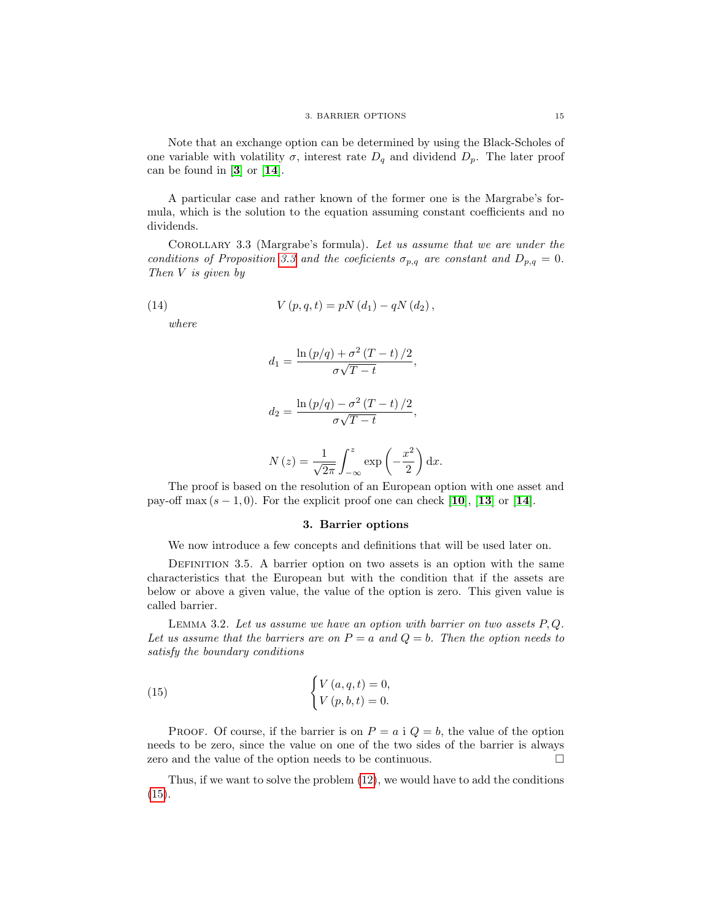Note that an exchange option can be determined by using the Black-Scholes of one variable with volatility $\sigma$, interest rate $D_q$ and dividend $D_p$. The later proof can be found in [**3**] or [**14**].

A particular case and rather known of the former one is the Margrabe's formula, which is the solution to the equation assuming constant coefficients and no dividends.

COROLLARY 3.3 (Margrabe's formula). *Let us assume that we are under the conditions of Proposition 3.3 and the coeficients $\sigma_{p,q}$ are constant and $D_{p,q} = 0$. Then $V$ is given by*

$$V(p, q, t) = pN(d_1) - qN(d_2), \tag{14}$$

*where*

$$d_1 = \frac{\ln(p/q) + \sigma^2 (T - t)/2}{\sigma\sqrt{T - t}},$$

$$d_2 = \frac{\ln(p/q) - \sigma^2 (T - t)/2}{\sigma\sqrt{T - t}},$$

$$N(z) = \frac{1}{\sqrt{2\pi}} \int_{-\infty}^{z} \exp\left(-\frac{x^2}{2}\right) \mathrm{d}x.$$

The proof is based on the resolution of an European option with one asset and pay-off $\max(s - 1, 0)$. For the explicit proof one can check [**10**], [**13**] or [**14**].

## 3. Barrier options

We now introduce a few concepts and definitions that will be used later on.

DEFINITION 3.5. A barrier option on two assets is an option with the same characteristics that the European but with the condition that if the assets are below or above a given value, the value of the option is zero. This given value is called barrier.

LEMMA 3.2. *Let us assume we have an option with barrier on two assets $P, Q$. Let us assume that the barriers are on $P = a$ and $Q = b$. Then the option needs to satisfy the boundary conditions*

$$\begin{cases} V(a, q, t) = 0, \\ V(p, b, t) = 0. \end{cases} \tag{15}$$

PROOF. Of course, if the barrier is on $P = a$ i $Q = b$, the value of the option needs to be zero, since the value on one of the two sides of the barrier is always zero and the value of the option needs to be continuous. □

Thus, if we want to solve the problem (12), we would have to add the conditions (15).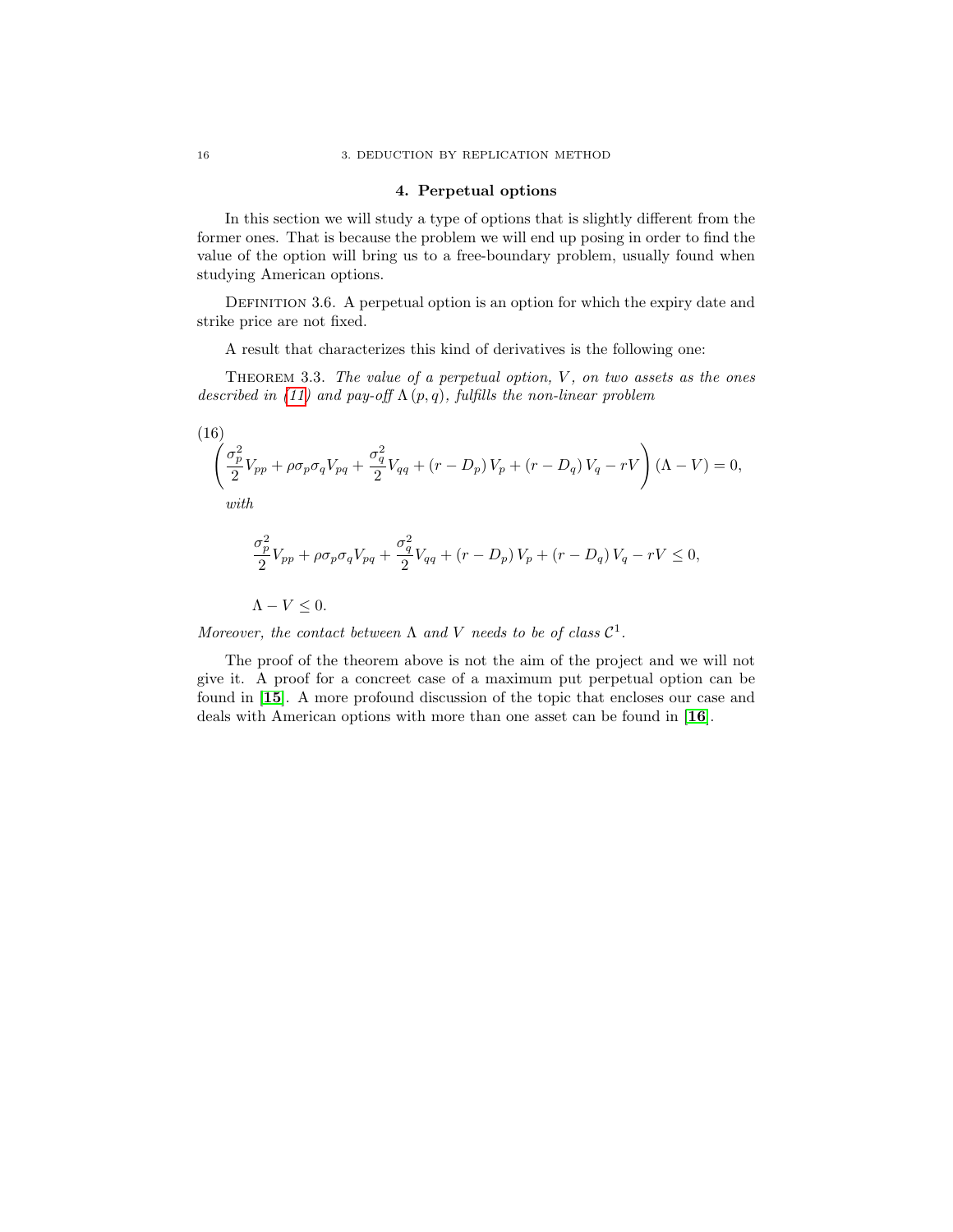## 4. Perpetual options

In this section we will study a type of options that is slightly different from the former ones. That is because the problem we will end up posing in order to find the value of the option will bring us to a free-boundary problem, usually found when studying American options.

Definition 3.6. A perpetual option is an option for which the expiry date and strike price are not fixed.

A result that characterizes this kind of derivatives is the following one:

Theorem 3.3. *The value of a perpetual option, $V$, on two assets as the ones described in (11) and pay-off $\Lambda(p,q)$, fulfills the non-linear problem*

$$\left(\frac{\sigma_p^2}{2}V_{pp} + \rho\sigma_p\sigma_q V_{pq} + \frac{\sigma_q^2}{2}V_{qq} + (r - D_p)V_p + (r - D_q)V_q - rV\right)(\Lambda - V) = 0, \tag{16}$$

*with*

$$\frac{\sigma_p^2}{2}V_{pp} + \rho\sigma_p\sigma_q V_{pq} + \frac{\sigma_q^2}{2}V_{qq} + (r - D_p)V_p + (r - D_q)V_q - rV \leq 0,$$

$$\Lambda - V \leq 0.$$

*Moreover, the contact between $\Lambda$ and $V$ needs to be of class $\mathcal{C}^1$.*

The proof of the theorem above is not the aim of the project and we will not give it. A proof for a concreet case of a maximum put perpetual option can be found in [**15**]. A more profound discussion of the topic that encloses our case and deals with American options with more than one asset can be found in [**16**].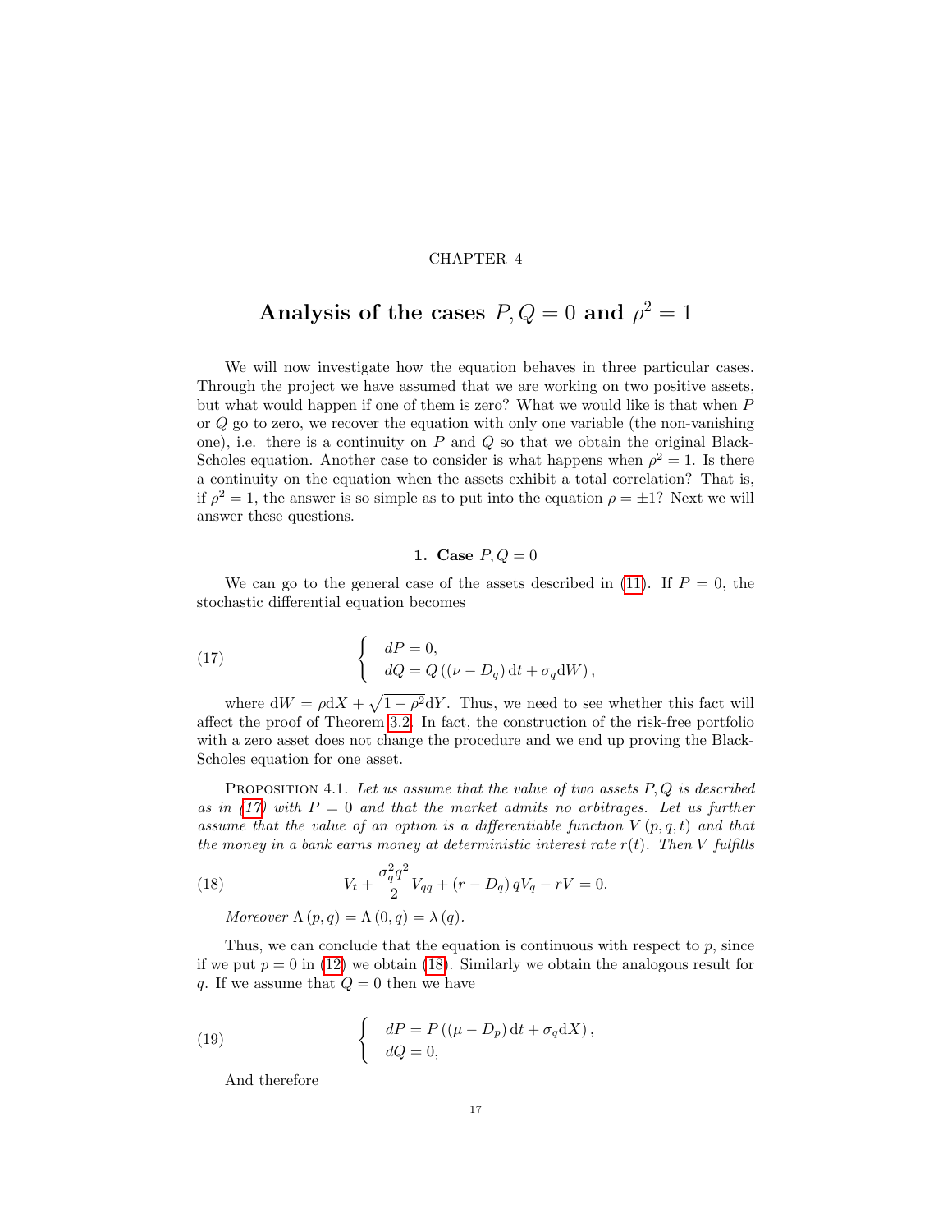CHAPTER 4

# Analysis of the cases $P, Q = 0$ and $\rho^2 = 1$

We will now investigate how the equation behaves in three particular cases. Through the project we have assumed that we are working on two positive assets, but what would happen if one of them is zero? What we would like is that when $P$ or $Q$ go to zero, we recover the equation with only one variable (the non-vanishing one), i.e. there is a continuity on $P$ and $Q$ so that we obtain the original Black-Scholes equation. Another case to consider is what happens when $\rho^2 = 1$. Is there a continuity on the equation when the assets exhibit a total correlation? That is, if $\rho^2 = 1$, the answer is so simple as to put into the equation $\rho = \pm 1$? Next we will answer these questions.

## 1. Case $P, Q = 0$

We can go to the general case of the assets described in (11). If $P = 0$, the stochastic differential equation becomes

$$
\left\{ \begin{array}{l} dP = 0, \\ dQ = Q\left((\nu - D_q)\,\mathrm{d}t + \sigma_q \mathrm{d}W\right), \end{array} \right. \tag{17}
$$

where $\mathrm{d}W = \rho \mathrm{d}X + \sqrt{1-\rho^2}\mathrm{d}Y$. Thus, we need to see whether this fact will affect the proof of Theorem 3.2. In fact, the construction of the risk-free portfolio with a zero asset does not change the procedure and we end up proving the Black-Scholes equation for one asset.

Proposition 4.1. *Let us assume that the value of two assets $P, Q$ is described as in (17) with $P = 0$ and that the market admits no arbitrages. Let us further assume that the value of an option is a differentiable function $V(p, q, t)$ and that the money in a bank earns money at deterministic interest rate $r(t)$. Then $V$ fulfills*

$$
V_t + \frac{\sigma_q^2 q^2}{2} V_{qq} + (r - D_q)\, q V_q - rV = 0. \tag{18}
$$

*Moreover $\Lambda(p, q) = \Lambda(0, q) = \lambda(q)$.*

Thus, we can conclude that the equation is continuous with respect to $p$, since if we put $p = 0$ in (12) we obtain (18). Similarly we obtain the analogous result for $q$. If we assume that $Q = 0$ then we have

$$
\left\{ \begin{array}{l} dP = P\left((\mu - D_p)\,\mathrm{d}t + \sigma_q \mathrm{d}X\right), \\ dQ = 0, \end{array} \right. \tag{19}
$$

And therefore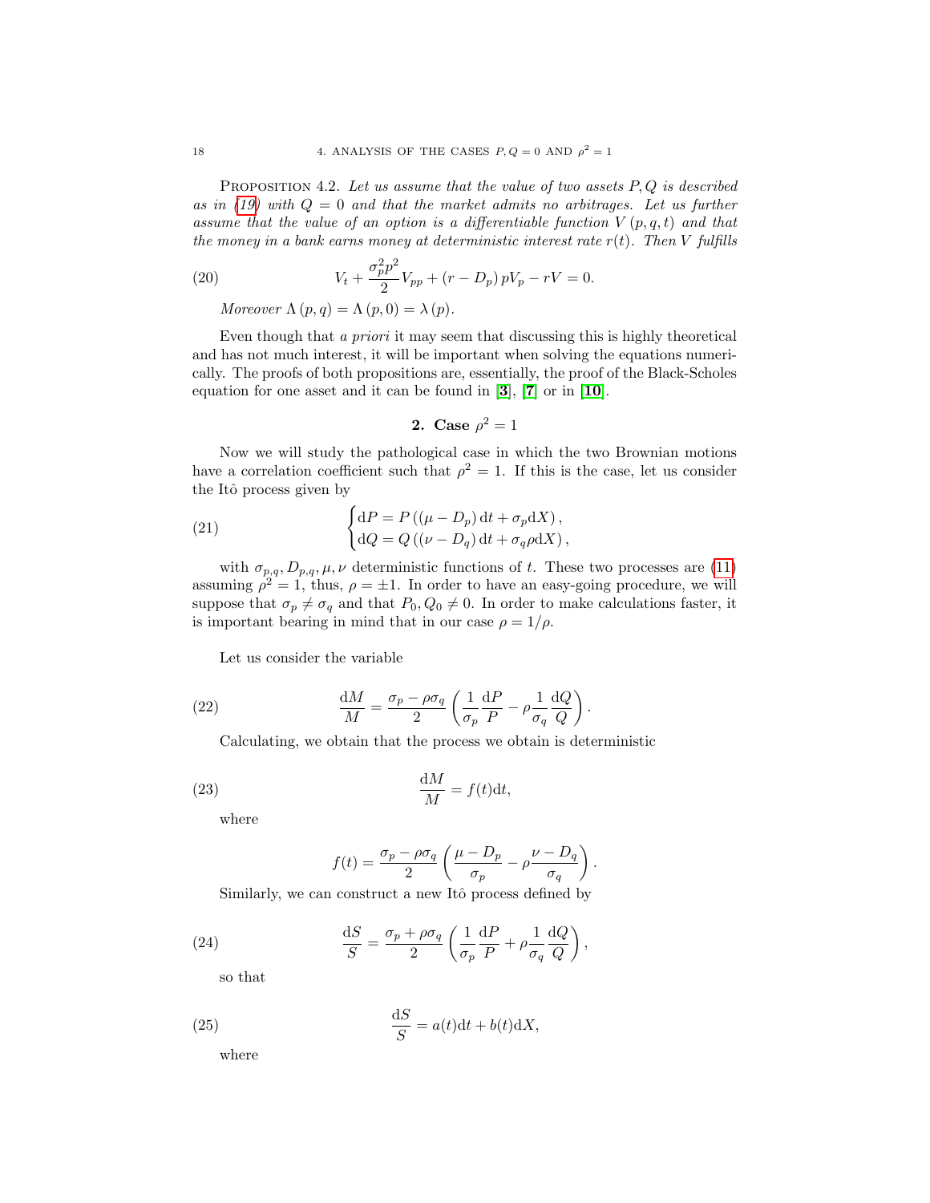PROPOSITION 4.2. *Let us assume that the value of two assets $P, Q$ is described as in (19) with $Q = 0$ and that the market admits no arbitrages. Let us further assume that the value of an option is a differentiable function $V(p, q, t)$ and that the money in a bank earns money at deterministic interest rate $r(t)$. Then $V$ fulfills*

$$V_t + \frac{\sigma_p^2 p^2}{2} V_{pp} + (r - D_p)\, p V_p - rV = 0. \tag{20}$$

*Moreover $\Lambda(p, q) = \Lambda(p, 0) = \lambda(p)$.*

Even though that *a priori* it may seem that discussing this is highly theoretical and has not much interest, it will be important when solving the equations numerically. The proofs of both propositions are, essentially, the proof of the Black-Scholes equation for one asset and it can be found in [3], [7] or in [10].

## 2. Case $\rho^2 = 1$

Now we will study the pathological case in which the two Brownian motions have a correlation coefficient such that $\rho^2 = 1$. If this is the case, let us consider the Itô process given by

$$\begin{cases} \mathrm{d}P = P\left((\mu - D_p)\,\mathrm{d}t + \sigma_p \mathrm{d}X\right), \\ \mathrm{d}Q = Q\left((\nu - D_q)\,\mathrm{d}t + \sigma_q \rho \mathrm{d}X\right), \end{cases} \tag{21}$$

with $\sigma_{p,q}, D_{p,q}, \mu, \nu$ deterministic functions of $t$. These two processes are (11) assuming $\rho^2 = 1$, thus, $\rho = \pm 1$. In order to have an easy-going procedure, we will suppose that $\sigma_p \neq \sigma_q$ and that $P_0, Q_0 \neq 0$. In order to make calculations faster, it is important bearing in mind that in our case $\rho = 1/\rho$.

Let us consider the variable

$$\frac{\mathrm{d}M}{M} = \frac{\sigma_p - \rho\sigma_q}{2}\left(\frac{1}{\sigma_p}\frac{\mathrm{d}P}{P} - \rho\frac{1}{\sigma_q}\frac{\mathrm{d}Q}{Q}\right). \tag{22}$$

Calculating, we obtain that the process we obtain is deterministic

$$\frac{\mathrm{d}M}{M} = f(t)\mathrm{d}t, \tag{23}$$

where

$$f(t) = \frac{\sigma_p - \rho\sigma_q}{2}\left(\frac{\mu - D_p}{\sigma_p} - \rho\frac{\nu - D_q}{\sigma_q}\right).$$

Similarly, we can construct a new Itô process defined by

$$\frac{\mathrm{d}S}{S} = \frac{\sigma_p + \rho\sigma_q}{2}\left(\frac{1}{\sigma_p}\frac{\mathrm{d}P}{P} + \rho\frac{1}{\sigma_q}\frac{\mathrm{d}Q}{Q}\right), \tag{24}$$

so that

$$\frac{\mathrm{d}S}{S} = a(t)\mathrm{d}t + b(t)\mathrm{d}X, \tag{25}$$

where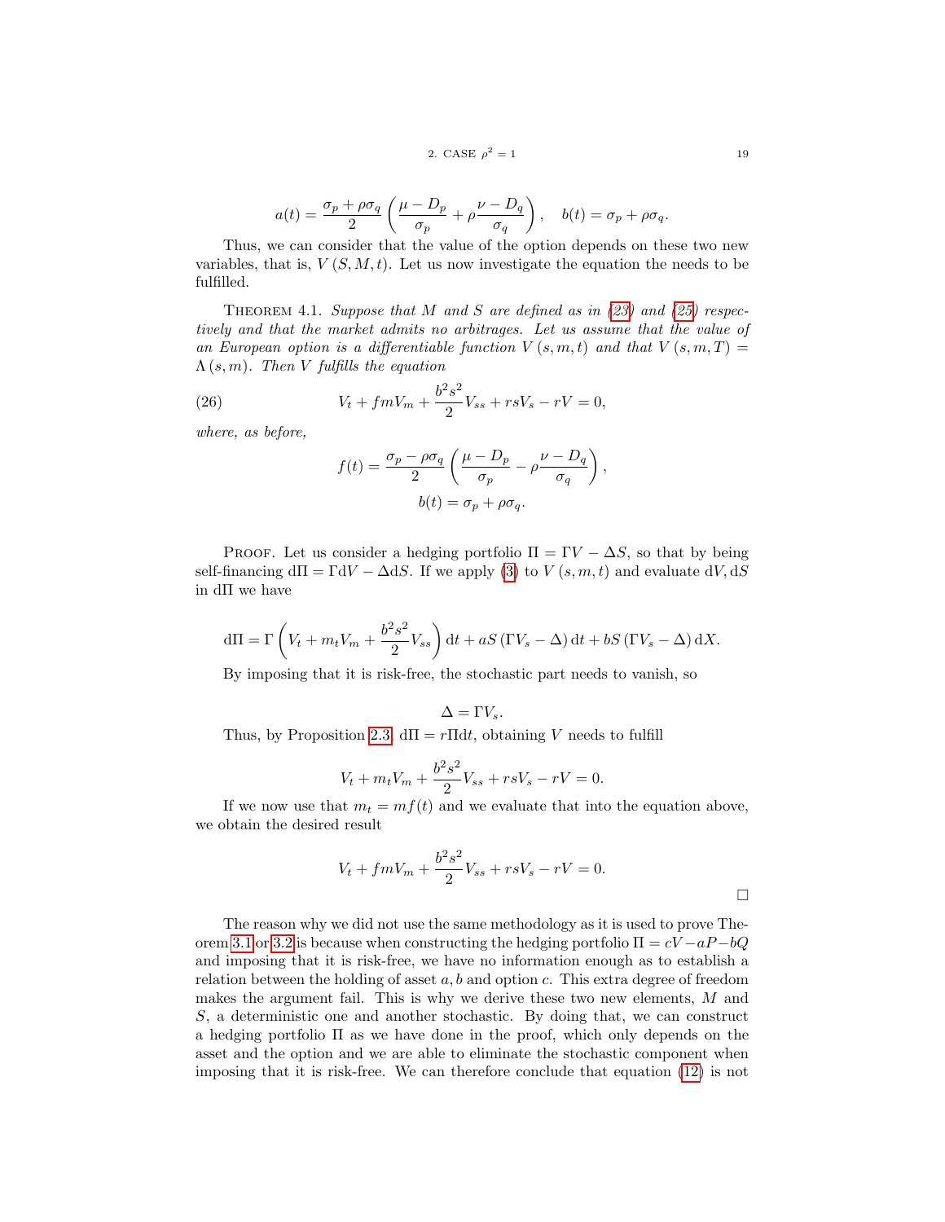$$a(t) = \frac{\sigma_p + \rho\sigma_q}{2}\left(\frac{\mu - D_p}{\sigma_p} + \rho\frac{\nu - D_q}{\sigma_q}\right), \quad b(t) = \sigma_p + \rho\sigma_q.$$

Thus, we can consider that the value of the option depends on these two new variables, that is, $V(S, M, t)$. Let us now investigate the equation the needs to be fulfilled.

Theorem 4.1. *Suppose that $M$ and $S$ are defined as in (23) and (25) respectively and that the market admits no arbitrages. Let us assume that the value of an European option is a differentiable function $V(s, m, t)$ and that $V(s, m, T) = \Lambda(s, m)$. Then $V$ fulfills the equation*

$$V_t + fmV_m + \frac{b^2 s^2}{2}V_{ss} + rsV_s - rV = 0, \tag{26}$$

*where, as before,*

$$f(t) = \frac{\sigma_p - \rho\sigma_q}{2}\left(\frac{\mu - D_p}{\sigma_p} - \rho\frac{\nu - D_q}{\sigma_q}\right),$$
$$b(t) = \sigma_p + \rho\sigma_q.$$

Proof. Let us consider a hedging portfolio $\Pi = \Gamma V - \Delta S$, so that by being self-financing $\mathrm{d}\Pi = \Gamma \mathrm{d}V - \Delta \mathrm{d}S$. If we apply (3) to $V(s, m, t)$ and evaluate $\mathrm{d}V, \mathrm{d}S$ in $\mathrm{d}\Pi$ we have

$$\mathrm{d}\Pi = \Gamma\left(V_t + m_t V_m + \frac{b^2 s^2}{2}V_{ss}\right)\mathrm{d}t + aS\left(\Gamma V_s - \Delta\right)\mathrm{d}t + bS\left(\Gamma V_s - \Delta\right)\mathrm{d}X.$$

By imposing that it is risk-free, the stochastic part needs to vanish, so

$$\Delta = \Gamma V_s.$$

Thus, by Proposition 2.3, $\mathrm{d}\Pi = r\Pi \mathrm{d}t$, obtaining $V$ needs to fulfill

$$V_t + m_t V_m + \frac{b^2 s^2}{2}V_{ss} + rsV_s - rV = 0.$$

If we now use that $m_t = mf(t)$ and we evaluate that into the equation above, we obtain the desired result

$$V_t + fmV_m + \frac{b^2 s^2}{2}V_{ss} + rsV_s - rV = 0.$$

□

The reason why we did not use the same methodology as it is used to prove Theorem 3.1 or 3.2 is because when constructing the hedging portfolio $\Pi = cV - aP - bQ$ and imposing that it is risk-free, we have no information enough as to establish a relation between the holding of asset $a, b$ and option $c$. This extra degree of freedom makes the argument fail. This is why we derive these two new elements, $M$ and $S$, a deterministic one and another stochastic. By doing that, we can construct a hedging portfolio $\Pi$ as we have done in the proof, which only depends on the asset and the option and we are able to eliminate the stochastic component when imposing that it is risk-free. We can therefore conclude that equation (12) is not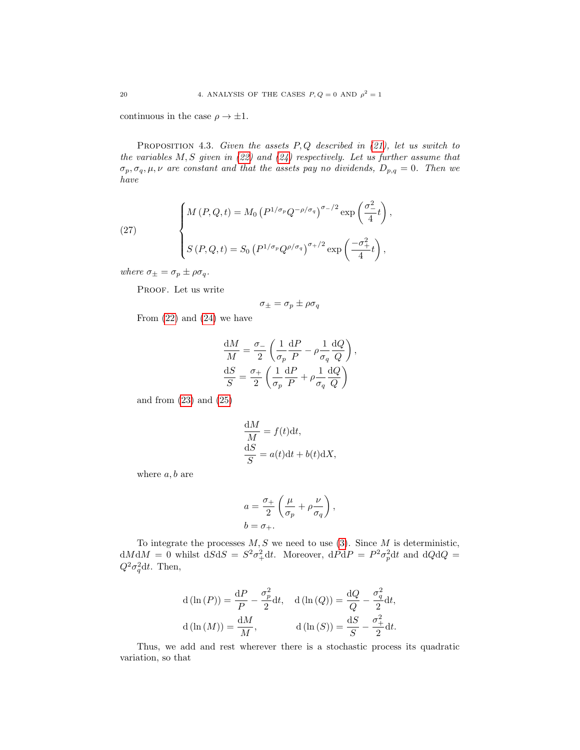continuous in the case $\rho \to \pm 1$.

Proposition 4.3. *Given the assets $P, Q$ described in (21), let us switch to the variables $M, S$ given in (22) and (24) respectively. Let us further assume that $\sigma_p, \sigma_q, \mu, \nu$ are constant and that the assets pay no dividends, $D_{p,q} = 0$. Then we have*

$$
\begin{cases}
M(P, Q, t) = M_0 \left(P^{1/\sigma_p} Q^{-\rho/\sigma_q}\right)^{\sigma_-/2} \exp\left(\dfrac{\sigma_-^2}{4} t\right), \\[2ex]
S(P, Q, t) = S_0 \left(P^{1/\sigma_p} Q^{\rho/\sigma_q}\right)^{\sigma_+/2} \exp\left(\dfrac{-\sigma_+^2}{4} t\right),
\end{cases}
\tag{27}
$$

*where $\sigma_\pm = \sigma_p \pm \rho\sigma_q$.*

Proof. Let us write

$$
\sigma_\pm = \sigma_p \pm \rho\sigma_q
$$

From (22) and (24) we have

$$
\begin{aligned}
\frac{\mathrm{d}M}{M} &= \frac{\sigma_-}{2}\left(\frac{1}{\sigma_p}\frac{\mathrm{d}P}{P} - \rho\frac{1}{\sigma_q}\frac{\mathrm{d}Q}{Q}\right), \\
\frac{\mathrm{d}S}{S} &= \frac{\sigma_+}{2}\left(\frac{1}{\sigma_p}\frac{\mathrm{d}P}{P} + \rho\frac{1}{\sigma_q}\frac{\mathrm{d}Q}{Q}\right)
\end{aligned}
$$

and from (23) and (25)

$$
\begin{aligned}
\frac{\mathrm{d}M}{M} &= f(t)\mathrm{d}t, \\
\frac{\mathrm{d}S}{S} &= a(t)\mathrm{d}t + b(t)\mathrm{d}X,
\end{aligned}
$$

where $a, b$ are

$$
\begin{aligned}
a &= \frac{\sigma_+}{2}\left(\frac{\mu}{\sigma_p} + \rho\frac{\nu}{\sigma_q}\right), \\
b &= \sigma_+.
\end{aligned}
$$

To integrate the processes $M, S$ we need to use (3). Since $M$ is deterministic, $\mathrm{d}M\mathrm{d}M = 0$ whilst $\mathrm{d}S\mathrm{d}S = S^2\sigma_+^2\mathrm{d}t$. Moreover, $\mathrm{d}P\mathrm{d}P = P^2\sigma_p^2\mathrm{d}t$ and $\mathrm{d}Q\mathrm{d}Q = Q^2\sigma_q^2\mathrm{d}t$. Then,

$$
\begin{aligned}
\mathrm{d}(\ln(P)) &= \frac{\mathrm{d}P}{P} - \frac{\sigma_p^2}{2}\mathrm{d}t, \quad & \mathrm{d}(\ln(Q)) &= \frac{\mathrm{d}Q}{Q} - \frac{\sigma_q^2}{2}\mathrm{d}t, \\
\mathrm{d}(\ln(M)) &= \frac{\mathrm{d}M}{M}, & \mathrm{d}(\ln(S)) &= \frac{\mathrm{d}S}{S} - \frac{\sigma_+^2}{2}\mathrm{d}t.
\end{aligned}
$$

Thus, we add and rest wherever there is a stochastic process its quadratic variation, so that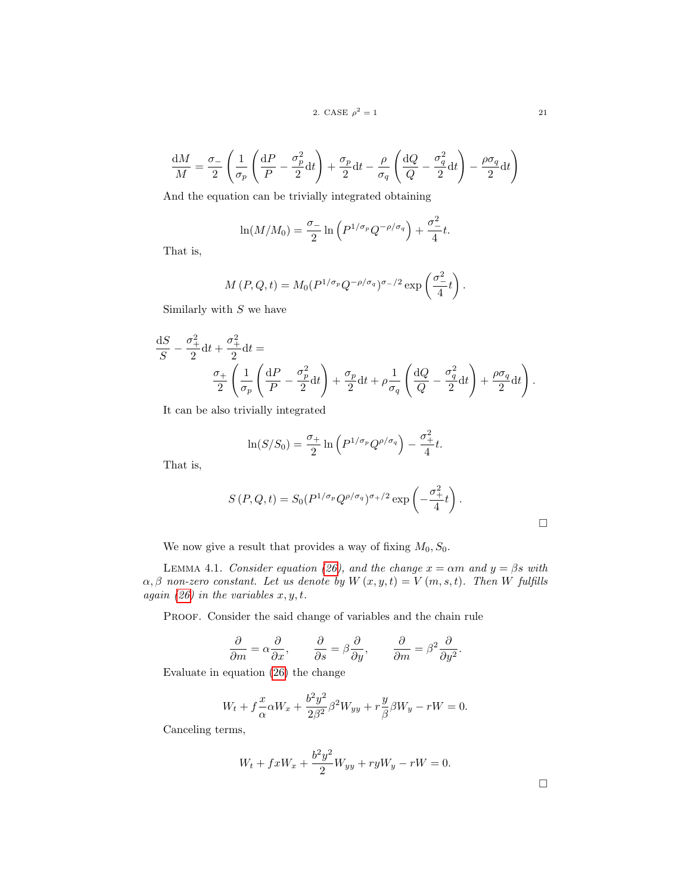$$\frac{\mathrm{d}M}{M} = \frac{\sigma_-}{2}\left(\frac{1}{\sigma_p}\left(\frac{\mathrm{d}P}{P} - \frac{\sigma_p^2}{2}\mathrm{d}t\right) + \frac{\sigma_p}{2}\mathrm{d}t - \frac{\rho}{\sigma_q}\left(\frac{\mathrm{d}Q}{Q} - \frac{\sigma_q^2}{2}\mathrm{d}t\right) - \frac{\rho\sigma_q}{2}\mathrm{d}t\right)$$

And the equation can be trivially integrated obtaining

$$\ln(M/M_0) = \frac{\sigma_-}{2}\ln\left(P^{1/\sigma_p}Q^{-\rho/\sigma_q}\right) + \frac{\sigma_-^2}{4}t.$$

That is,

$$M\left(P,Q,t\right) = M_0(P^{1/\sigma_p}Q^{-\rho/\sigma_q})^{\sigma_-/2}\exp\left(\frac{\sigma_-^2}{4}t\right).$$

Similarly with $S$ we have

$$\frac{\mathrm{d}S}{S} - \frac{\sigma_+^2}{2}\mathrm{d}t + \frac{\sigma_+^2}{2}\mathrm{d}t = \frac{\sigma_+}{2}\left(\frac{1}{\sigma_p}\left(\frac{\mathrm{d}P}{P} - \frac{\sigma_p^2}{2}\mathrm{d}t\right) + \frac{\sigma_p}{2}\mathrm{d}t + \rho\frac{1}{\sigma_q}\left(\frac{\mathrm{d}Q}{Q} - \frac{\sigma_q^2}{2}\mathrm{d}t\right) + \frac{\rho\sigma_q}{2}\mathrm{d}t\right).$$

It can be also trivially integrated

$$\ln(S/S_0) = \frac{\sigma_+}{2}\ln\left(P^{1/\sigma_p}Q^{\rho/\sigma_q}\right) - \frac{\sigma_+^2}{4}t.$$

That is,

$$S\left(P,Q,t\right) = S_0(P^{1/\sigma_p}Q^{\rho/\sigma_q})^{\sigma_+/2}\exp\left(-\frac{\sigma_+^2}{4}t\right).$$

□

We now give a result that provides a way of fixing $M_0, S_0$.

Lemma 4.1. *Consider equation (26), and the change $x = \alpha m$ and $y = \beta s$ with $\alpha, \beta$ non-zero constant. Let us denote by $W(x,y,t) = V(m,s,t)$. Then $W$ fulfills again (26) in the variables $x, y, t$.*

Proof. Consider the said change of variables and the chain rule

$$\frac{\partial}{\partial m} = \alpha\frac{\partial}{\partial x}, \qquad \frac{\partial}{\partial s} = \beta\frac{\partial}{\partial y}, \qquad \frac{\partial}{\partial m} = \beta^2\frac{\partial}{\partial y^2}.$$

Evaluate in equation (26) the change

$$W_t + f\frac{x}{\alpha}\alpha W_x + \frac{b^2y^2}{2\beta^2}\beta^2 W_{yy} + r\frac{y}{\beta}\beta W_y - rW = 0.$$

Canceling terms,

$$W_t + fxW_x + \frac{b^2y^2}{2}W_{yy} + ryW_y - rW = 0.$$

□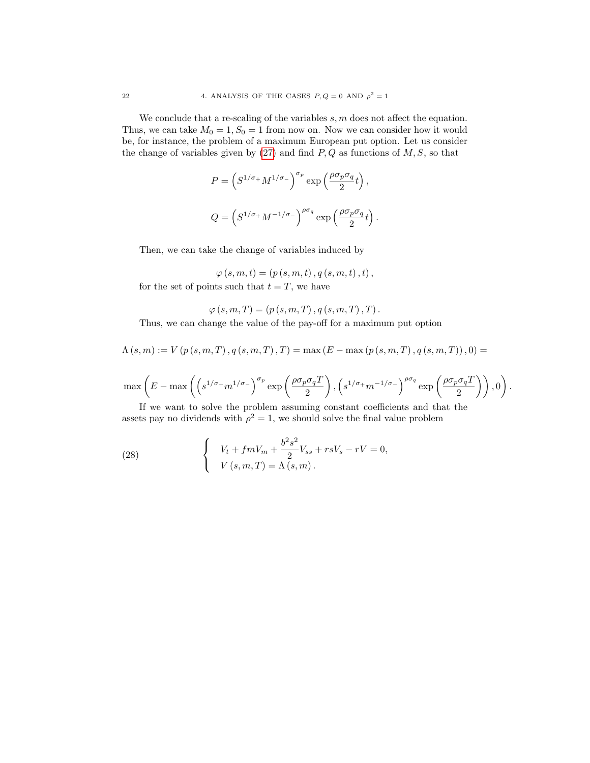We conclude that a re-scaling of the variables $s, m$ does not affect the equation. Thus, we can take $M_0 = 1, S_0 = 1$ from now on. Now we can consider how it would be, for instance, the problem of a maximum European put option. Let us consider the change of variables given by (27) and find $P, Q$ as functions of $M, S$, so that

$$P = \left(S^{1/\sigma_+} M^{1/\sigma_-}\right)^{\sigma_p} \exp\left(\frac{\rho\sigma_p\sigma_q}{2}t\right),$$

$$Q = \left(S^{1/\sigma_+} M^{-1/\sigma_-}\right)^{\rho\sigma_q} \exp\left(\frac{\rho\sigma_p\sigma_q}{2}t\right).$$

Then, we can take the change of variables induced by

$$\varphi(s, m, t) = (p(s, m, t), q(s, m, t), t),$$

for the set of points such that $t = T$, we have

$$\varphi(s, m, T) = (p(s, m, T), q(s, m, T), T).$$

Thus, we can change the value of the pay-off for a maximum put option

$$\Lambda(s, m) := V(p(s, m, T), q(s, m, T), T) = \max(E - \max(p(s, m, T), q(s, m, T)), 0) =$$

$$\max\left(E - \max\left(\left(s^{1/\sigma_+} m^{1/\sigma_-}\right)^{\sigma_p} \exp\left(\frac{\rho\sigma_p\sigma_q T}{2}\right), \left(s^{1/\sigma_+} m^{-1/\sigma_-}\right)^{\rho\sigma_q} \exp\left(\frac{\rho\sigma_p\sigma_q T}{2}\right)\right), 0\right).$$

If we want to solve the problem assuming constant coefficients and that the assets pay no dividends with $\rho^2 = 1$, we should solve the final value problem

$$\left\{ \begin{array}{l} V_t + fmV_m + \dfrac{b^2 s^2}{2} V_{ss} + rsV_s - rV = 0, \\ V(s, m, T) = \Lambda(s, m). \end{array} \right. \tag{28}$$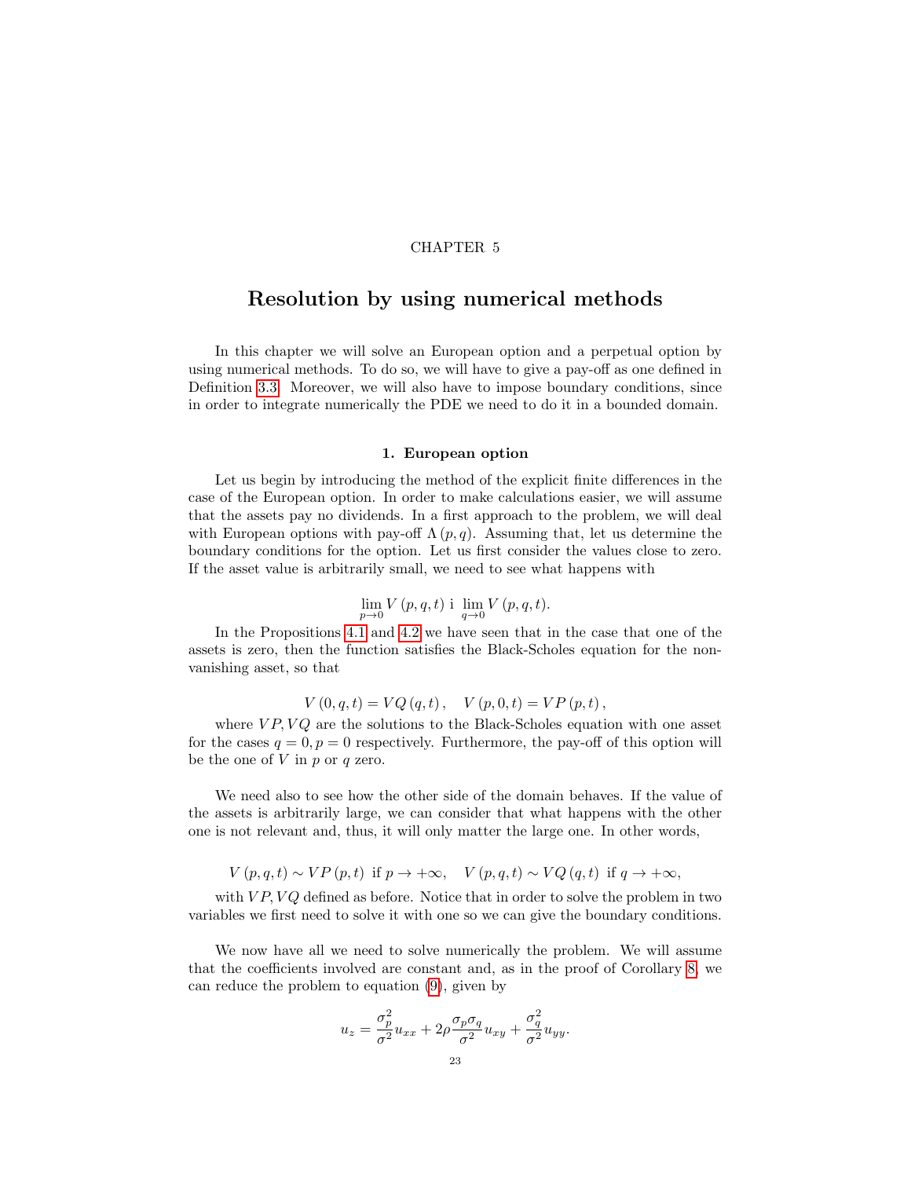CHAPTER 5

# Resolution by using numerical methods

In this chapter we will solve an European option and a perpetual option by using numerical methods. To do so, we will have to give a pay-off as one defined in Definition 3.3. Moreover, we will also have to impose boundary conditions, since in order to integrate numerically the PDE we need to do it in a bounded domain.

## 1. European option

Let us begin by introducing the method of the explicit finite differences in the case of the European option. In order to make calculations easier, we will assume that the assets pay no dividends. In a first approach to the problem, we will deal with European options with pay-off $\Lambda(p,q)$. Assuming that, let us determine the boundary conditions for the option. Let us first consider the values close to zero. If the asset value is arbitrarily small, we need to see what happens with

$$\lim_{p\to 0} V(p,q,t) \text{ i } \lim_{q\to 0} V(p,q,t).$$

In the Propositions 4.1 and 4.2 we have seen that in the case that one of the assets is zero, then the function satisfies the Black-Scholes equation for the non-vanishing asset, so that

$$V(0,q,t) = VQ(q,t), \quad V(p,0,t) = VP(p,t),$$

where $VP, VQ$ are the solutions to the Black-Scholes equation with one asset for the cases $q=0, p=0$ respectively. Furthermore, the pay-off of this option will be the one of $V$ in $p$ or $q$ zero.

We need also to see how the other side of the domain behaves. If the value of the assets is arbitrarily large, we can consider that what happens with the other one is not relevant and, thus, it will only matter the large one. In other words,

$$V(p,q,t) \sim VP(p,t) \text{ if } p\to+\infty, \quad V(p,q,t) \sim VQ(q,t) \text{ if } q\to+\infty,$$

with $VP, VQ$ defined as before. Notice that in order to solve the problem in two variables we first need to solve it with one so we can give the boundary conditions.

We now have all we need to solve numerically the problem. We will assume that the coefficients involved are constant and, as in the proof of Corollary 8, we can reduce the problem to equation (9), given by

$$u_z = \frac{\sigma_p^2}{\sigma^2}u_{xx} + 2\rho\frac{\sigma_p\sigma_q}{\sigma^2}u_{xy} + \frac{\sigma_q^2}{\sigma^2}u_{yy}.$$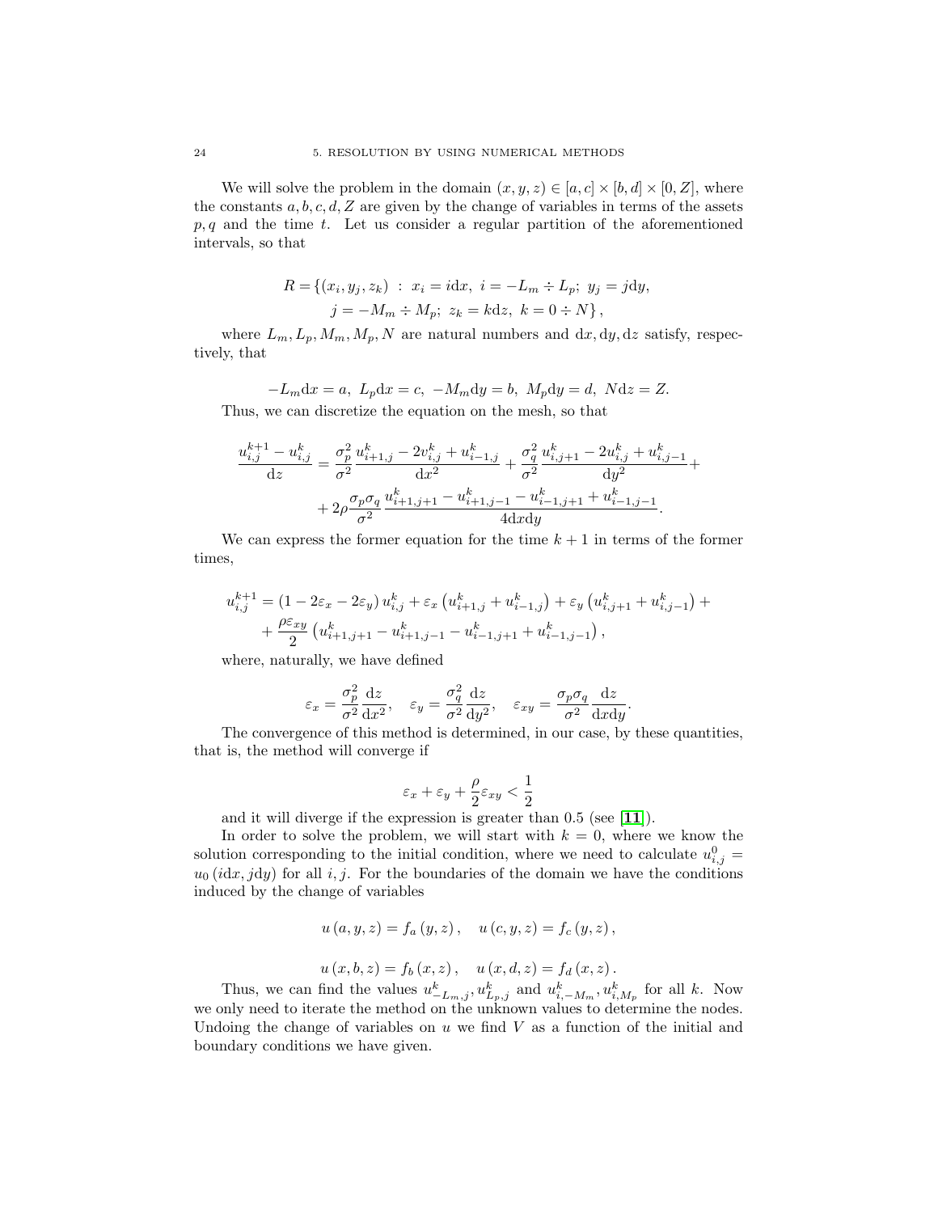We will solve the problem in the domain $(x, y, z) \in [a, c] \times [b, d] \times [0, Z]$, where the constants $a, b, c, d, Z$ are given by the change of variables in terms of the assets $p, q$ and the time $t$. Let us consider a regular partition of the aforementioned intervals, so that

$$R = \{(x_i, y_j, z_k) \; : \; x_i = i\mathrm{d}x, \; i = -L_m \div L_p; \; y_j = j\mathrm{d}y, \\ j = -M_m \div M_p; \; z_k = k\mathrm{d}z, \; k = 0 \div N\},$$

where $L_m, L_p, M_m, M_p, N$ are natural numbers and $\mathrm{d}x, \mathrm{d}y, \mathrm{d}z$ satisfy, respectively, that

$$-L_m\mathrm{d}x = a, \; L_p\mathrm{d}x = c, \; -M_m\mathrm{d}y = b, \; M_p\mathrm{d}y = d, \; N\mathrm{d}z = Z.$$

Thus, we can discretize the equation on the mesh, so that

$$\frac{u_{i,j}^{k+1} - u_{i,j}^{k}}{\mathrm{d}z} = \frac{\sigma_p^2}{\sigma^2}\frac{u_{i+1,j}^{k} - 2v_{i,j}^{k} + u_{i-1,j}^{k}}{\mathrm{d}x^2} + \frac{\sigma_q^2}{\sigma^2}\frac{u_{i,j+1}^{k} - 2u_{i,j}^{k} + u_{i,j-1}^{k}}{\mathrm{d}y^2} + \\ + 2\rho\frac{\sigma_p\sigma_q}{\sigma^2}\frac{u_{i+1,j+1}^{k} - u_{i+1,j-1}^{k} - u_{i-1,j+1}^{k} + u_{i-1,j-1}^{k}}{4\mathrm{d}x\mathrm{d}y}.$$

We can express the former equation for the time $k+1$ in terms of the former times,

$$u_{i,j}^{k+1} = (1 - 2\varepsilon_x - 2\varepsilon_y)\, u_{i,j}^{k} + \varepsilon_x \left(u_{i+1,j}^{k} + u_{i-1,j}^{k}\right) + \varepsilon_y \left(u_{i,j+1}^{k} + u_{i,j-1}^{k}\right) + \\ + \frac{\rho\varepsilon_{xy}}{2}\left(u_{i+1,j+1}^{k} - u_{i+1,j-1}^{k} - u_{i-1,j+1}^{k} + u_{i-1,j-1}^{k}\right),$$

where, naturally, we have defined

$$\varepsilon_x = \frac{\sigma_p^2}{\sigma^2}\frac{\mathrm{d}z}{\mathrm{d}x^2}, \quad \varepsilon_y = \frac{\sigma_q^2}{\sigma^2}\frac{\mathrm{d}z}{\mathrm{d}y^2}, \quad \varepsilon_{xy} = \frac{\sigma_p\sigma_q}{\sigma^2}\frac{\mathrm{d}z}{\mathrm{d}x\mathrm{d}y}.$$

The convergence of this method is determined, in our case, by these quantities, that is, the method will converge if

$$\varepsilon_x + \varepsilon_y + \frac{\rho}{2}\varepsilon_{xy} < \frac{1}{2}$$

and it will diverge if the expression is greater than 0.5 (see [11]).

In order to solve the problem, we will start with $k = 0$, where we know the solution corresponding to the initial condition, where we need to calculate $u_{i,j}^{0} = u_0\left(i\mathrm{d}x, j\mathrm{d}y\right)$ for all $i, j$. For the boundaries of the domain we have the conditions induced by the change of variables

$$u\left(a, y, z\right) = f_a\left(y, z\right), \quad u\left(c, y, z\right) = f_c\left(y, z\right),$$

$$u\left(x, b, z\right) = f_b\left(x, z\right), \quad u\left(x, d, z\right) = f_d\left(x, z\right).$$

Thus, we can find the values $u_{-L_m,j}^{k}, u_{L_p,j}^{k}$ and $u_{i,-M_m}^{k}, u_{i,M_p}^{k}$ for all $k$. Now we only need to iterate the method on the unknown values to determine the nodes. Undoing the change of variables on $u$ we find $V$ as a function of the initial and boundary conditions we have given.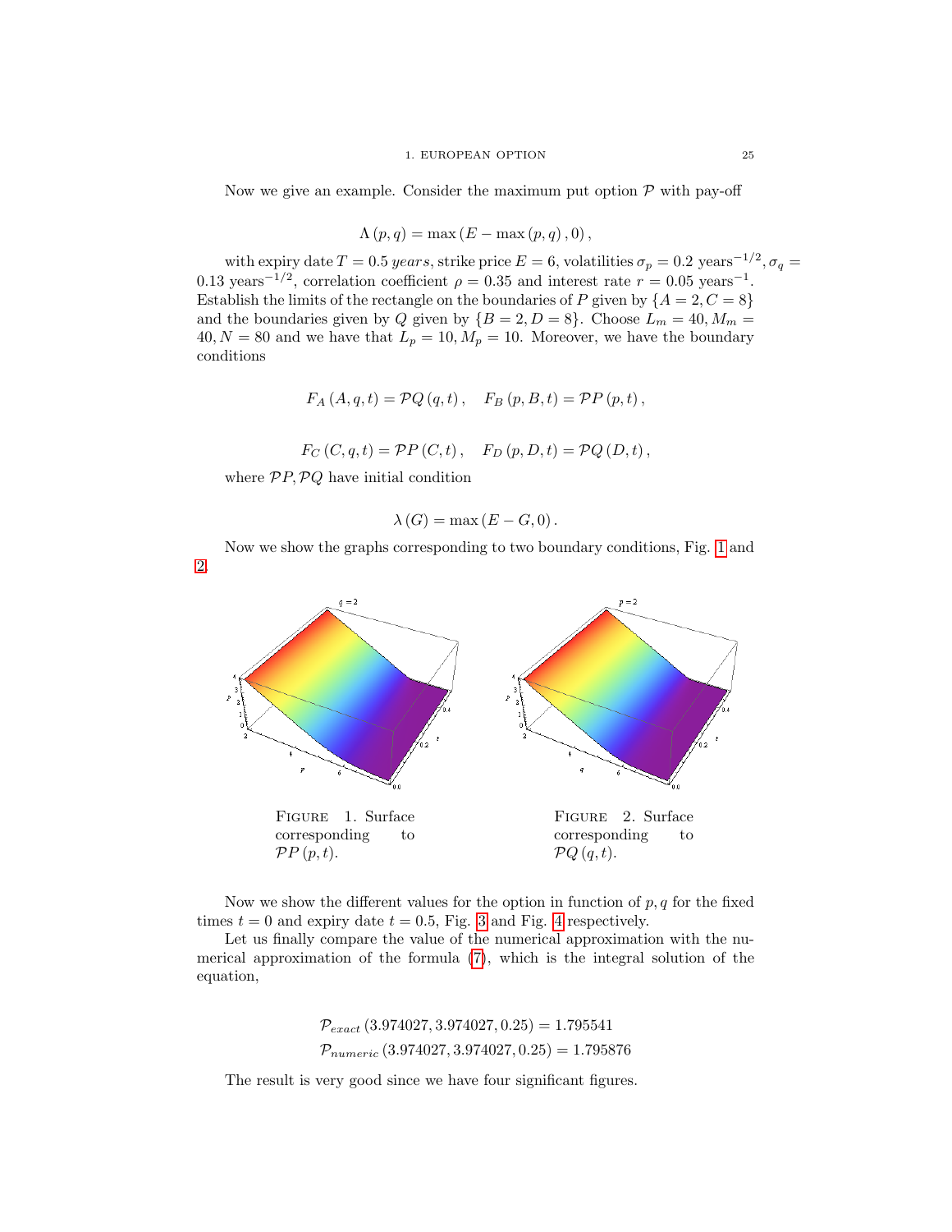Now we give an example. Consider the maximum put option $\mathcal{P}$ with pay-off

$$\Lambda(p,q) = \max(E - \max(p,q), 0),$$

with expiry date $T = 0.5$ *years*, strike price $E = 6$, volatilities $\sigma_p = 0.2$ years$^{-1/2}$, $\sigma_q = 0.13$ years$^{-1/2}$, correlation coefficient $\rho = 0.35$ and interest rate $r = 0.05$ years$^{-1}$. Establish the limits of the rectangle on the boundaries of $P$ given by $\{A = 2, C = 8\}$ and the boundaries given by $Q$ given by $\{B = 2, D = 8\}$. Choose $L_m = 40, M_m = 40, N = 80$ and we have that $L_p = 10, M_p = 10$. Moreover, we have the boundary conditions

$$F_A(A,q,t) = \mathcal{PQ}(q,t), \quad F_B(p,B,t) = \mathcal{PP}(p,t),$$

$$F_C(C,q,t) = \mathcal{PP}(C,t), \quad F_D(p,D,t) = \mathcal{PQ}(D,t),$$

where $\mathcal{PP}, \mathcal{PQ}$ have initial condition

$$\lambda(G) = \max(E - G, 0).$$

Now we show the graphs corresponding to two boundary conditions, Fig. 1 and 2.

q = 2

FIGURE 1. Surface corresponding to $\mathcal{PP}(p,t)$.

p = 2

FIGURE 2. Surface corresponding to $\mathcal{PQ}(q,t)$.

Now we show the different values for the option in function of $p, q$ for the fixed times $t = 0$ and expiry date $t = 0.5$, Fig. 3 and Fig. 4 respectively.

Let us finally compare the value of the numerical approximation with the numerical approximation of the formula (7), which is the integral solution of the equation,

$$\mathcal{P}_{exact}(3.974027, 3.974027, 0.25) = 1.795541$$
$$\mathcal{P}_{numeric}(3.974027, 3.974027, 0.25) = 1.795876$$

The result is very good since we have four significant figures.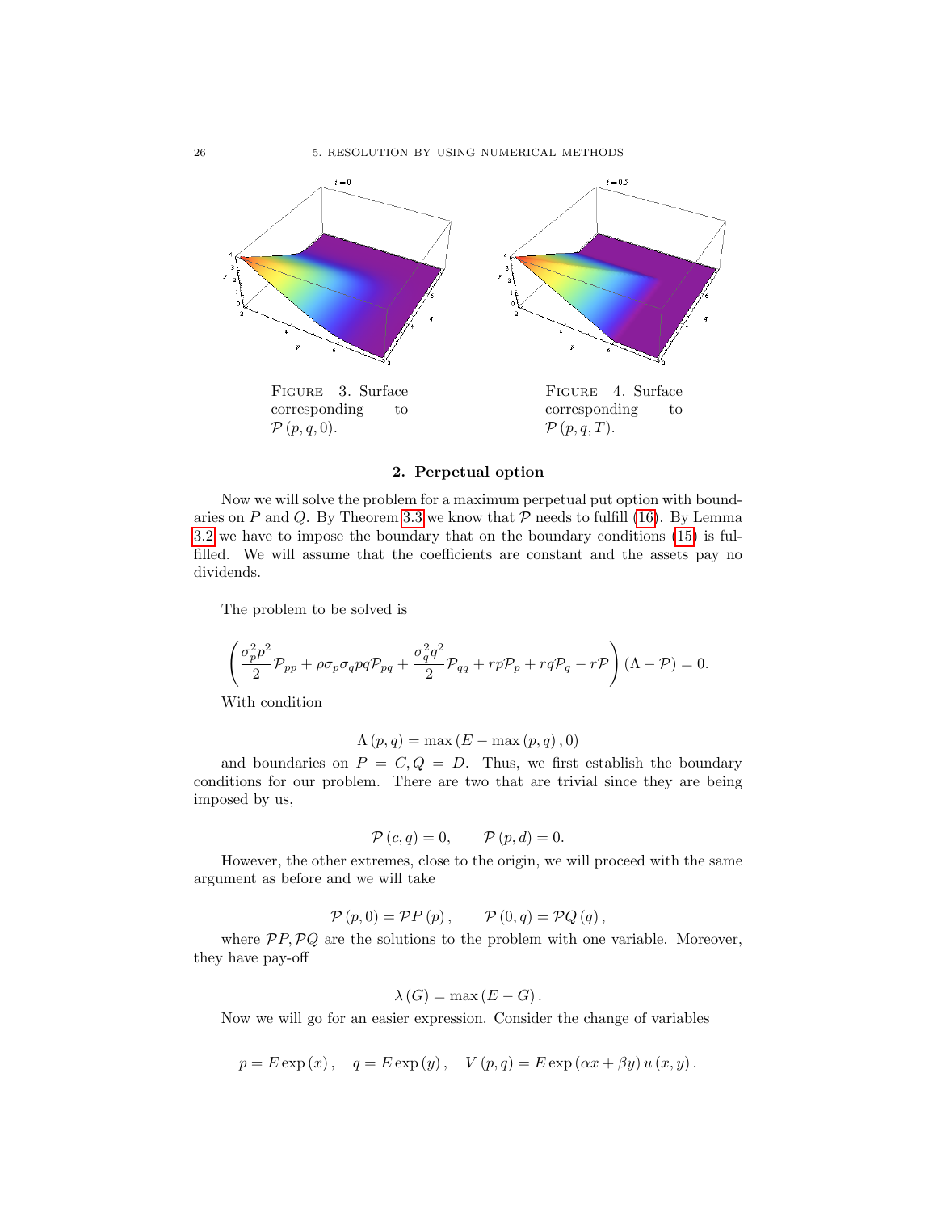t = 0

P

p

q

FIGURE 3. Surface corresponding to $\mathcal{P}(p, q, 0)$.

t = 0.5

P

p

q

FIGURE 4. Surface corresponding to $\mathcal{P}(p, q, T)$.

## 2. Perpetual option

Now we will solve the problem for a maximum perpetual put option with boundaries on $P$ and $Q$. By Theorem 3.3 we know that $\mathcal{P}$ needs to fulfill (16). By Lemma 3.2 we have to impose the boundary that on the boundary conditions (15) is fulfilled. We will assume that the coefficients are constant and the assets pay no dividends.

The problem to be solved is

$$\left(\frac{\sigma_p^2 p^2}{2}\mathcal{P}_{pp} + \rho\sigma_p\sigma_q pq\mathcal{P}_{pq} + \frac{\sigma_q^2 q^2}{2}\mathcal{P}_{qq} + rp\mathcal{P}_p + rq\mathcal{P}_q - r\mathcal{P}\right)(\Lambda - \mathcal{P}) = 0.$$

With condition

$$\Lambda(p, q) = \max(E - \max(p, q), 0)$$

and boundaries on $P = C, Q = D$. Thus, we first establish the boundary conditions for our problem. There are two that are trivial since they are being imposed by us,

$$\mathcal{P}(c, q) = 0, \qquad \mathcal{P}(p, d) = 0.$$

However, the other extremes, close to the origin, we will proceed with the same argument as before and we will take

$$\mathcal{P}(p, 0) = \mathcal{P}P(p), \qquad \mathcal{P}(0, q) = \mathcal{P}Q(q),$$

where $\mathcal{P}P, \mathcal{P}Q$ are the solutions to the problem with one variable. Moreover, they have pay-off

$$\lambda(G) = \max(E - G).$$

Now we will go for an easier expression. Consider the change of variables

$$p = E\exp(x), \quad q = E\exp(y), \quad V(p, q) = E\exp(\alpha x + \beta y)\, u(x, y).$$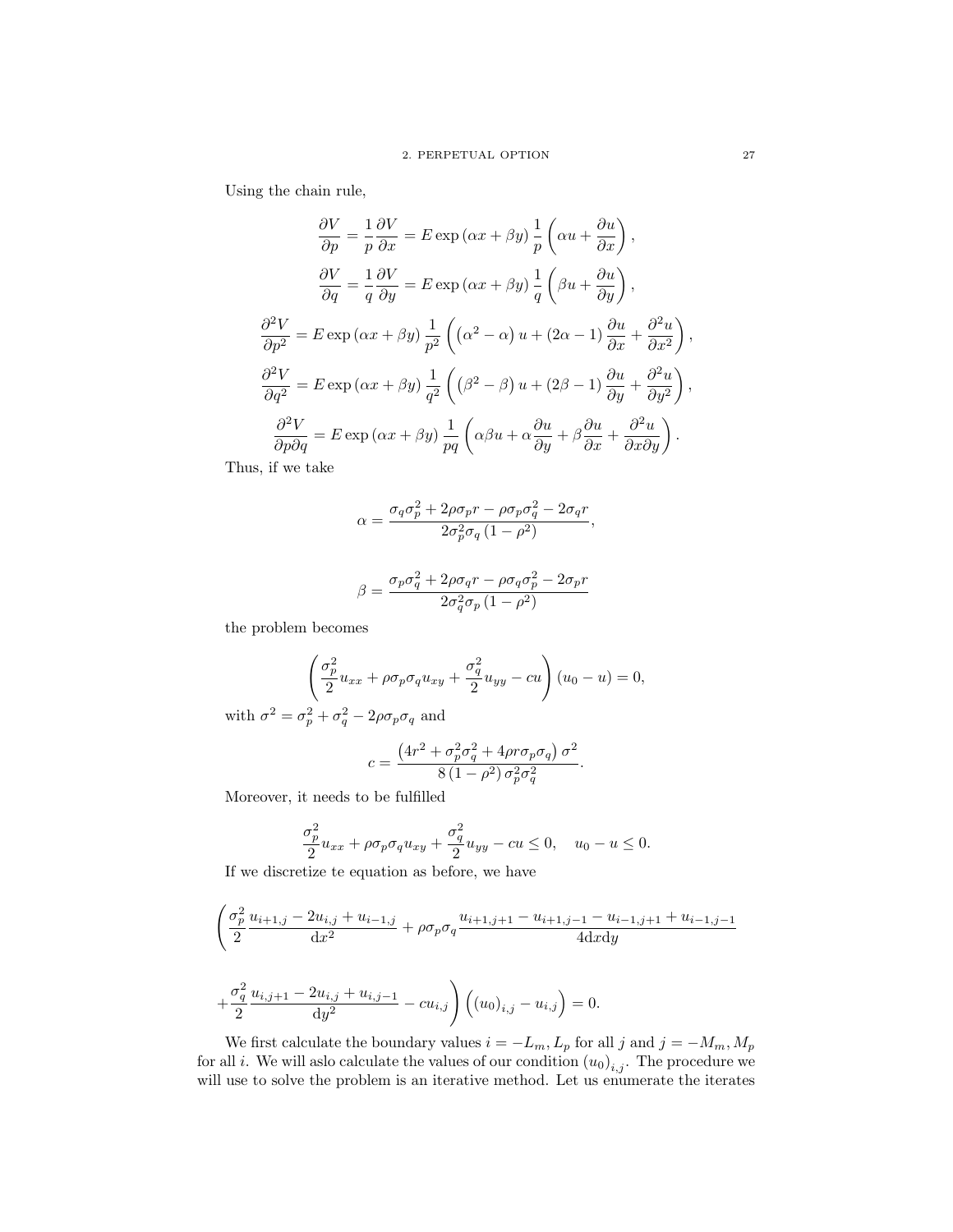Using the chain rule,

$$\frac{\partial V}{\partial p} = \frac{1}{p}\frac{\partial V}{\partial x} = E\exp\left(\alpha x + \beta y\right)\frac{1}{p}\left(\alpha u + \frac{\partial u}{\partial x}\right),$$

$$\frac{\partial V}{\partial q} = \frac{1}{q}\frac{\partial V}{\partial y} = E\exp\left(\alpha x + \beta y\right)\frac{1}{q}\left(\beta u + \frac{\partial u}{\partial y}\right),$$

$$\frac{\partial^2 V}{\partial p^2} = E\exp\left(\alpha x + \beta y\right)\frac{1}{p^2}\left(\left(\alpha^2 - \alpha\right)u + \left(2\alpha - 1\right)\frac{\partial u}{\partial x} + \frac{\partial^2 u}{\partial x^2}\right),$$

$$\frac{\partial^2 V}{\partial q^2} = E\exp\left(\alpha x + \beta y\right)\frac{1}{q^2}\left(\left(\beta^2 - \beta\right)u + \left(2\beta - 1\right)\frac{\partial u}{\partial y} + \frac{\partial^2 u}{\partial y^2}\right),$$

$$\frac{\partial^2 V}{\partial p \partial q} = E\exp\left(\alpha x + \beta y\right)\frac{1}{pq}\left(\alpha\beta u + \alpha\frac{\partial u}{\partial y} + \beta\frac{\partial u}{\partial x} + \frac{\partial^2 u}{\partial x \partial y}\right).$$

Thus, if we take

$$\alpha = \frac{\sigma_q\sigma_p^2 + 2\rho\sigma_p r - \rho\sigma_p\sigma_q^2 - 2\sigma_q r}{2\sigma_p^2\sigma_q\left(1 - \rho^2\right)},$$

$$\beta = \frac{\sigma_p\sigma_q^2 + 2\rho\sigma_q r - \rho\sigma_q\sigma_p^2 - 2\sigma_p r}{2\sigma_q^2\sigma_p\left(1 - \rho^2\right)}$$

the problem becomes

$$\left(\frac{\sigma_p^2}{2}u_{xx} + \rho\sigma_p\sigma_q u_{xy} + \frac{\sigma_q^2}{2}u_{yy} - cu\right)\left(u_0 - u\right) = 0,$$

with $\sigma^2 = \sigma_p^2 + \sigma_q^2 - 2\rho\sigma_p\sigma_q$ and

$$c = \frac{\left(4r^2 + \sigma_p^2\sigma_q^2 + 4\rho r\sigma_p\sigma_q\right)\sigma^2}{8\left(1 - \rho^2\right)\sigma_p^2\sigma_q^2}.$$

Moreover, it needs to be fulfilled

$$\frac{\sigma_p^2}{2}u_{xx} + \rho\sigma_p\sigma_q u_{xy} + \frac{\sigma_q^2}{2}u_{yy} - cu \leq 0, \quad u_0 - u \leq 0.$$

If we discretize te equation as before, we have

$$\left(\frac{\sigma_p^2}{2}\frac{u_{i+1,j} - 2u_{i,j} + u_{i-1,j}}{\mathrm{d}x^2} + \rho\sigma_p\sigma_q\frac{u_{i+1,j+1} - u_{i+1,j-1} - u_{i-1,j+1} + u_{i-1,j-1}}{4\mathrm{d}x\mathrm{d}y}\right.$$

$$\left.+\frac{\sigma_q^2}{2}\frac{u_{i,j+1} - 2u_{i,j} + u_{i,j-1}}{\mathrm{d}y^2} - cu_{i,j}\right)\left(\left(u_0\right)_{i,j} - u_{i,j}\right) = 0.$$

We first calculate the boundary values $i = -L_m, L_p$ for all $j$ and $j = -M_m, M_p$ for all $i$. We will aslo calculate the values of our condition $\left(u_0\right)_{i,j}$. The procedure we will use to solve the problem is an iterative method. Let us enumerate the iterates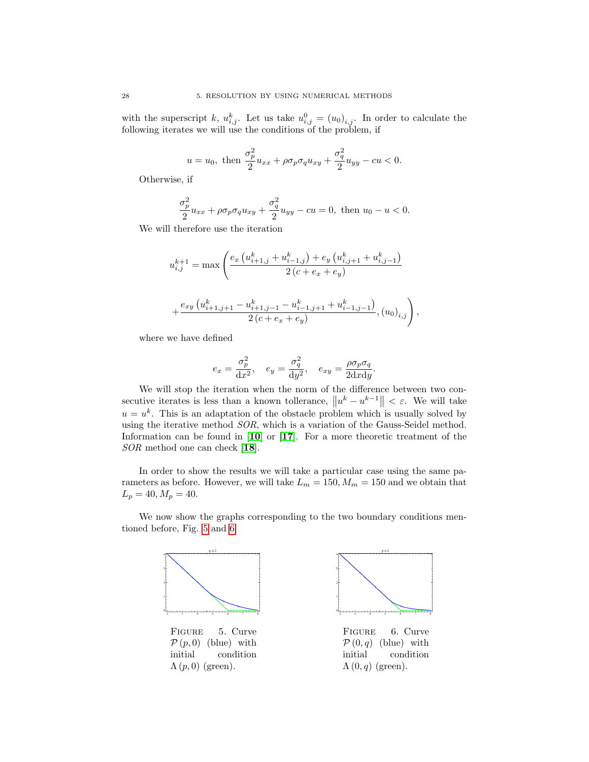with the superscript $k$, $u^k_{i,j}$. Let us take $u^0_{i,j} = (u_0)_{i,j}$. In order to calculate the following iterates we will use the conditions of the problem, if

$$u = u_0, \text{ then } \frac{\sigma_p^2}{2}u_{xx} + \rho\sigma_p\sigma_q u_{xy} + \frac{\sigma_q^2}{2}u_{yy} - cu < 0.$$

Otherwise, if

$$\frac{\sigma_p^2}{2}u_{xx} + \rho\sigma_p\sigma_q u_{xy} + \frac{\sigma_q^2}{2}u_{yy} - cu = 0, \text{ then } u_0 - u < 0.$$

We will therefore use the iteration

$$u^{k+1}_{i,j} = \max\left(\frac{e_x\left(u^k_{i+1,j} + u^k_{i-1,j}\right) + e_y\left(u^k_{i,j+1} + u^k_{i,j-1}\right)}{2\left(c + e_x + e_y\right)}\right.$$

$$\left. + \frac{e_{xy}\left(u^k_{i+1,j+1} - u^k_{i+1,j-1} - u^k_{i-1,j+1} + u^k_{i-1,j-1}\right)}{2\left(c + e_x + e_y\right)}, (u_0)_{i,j}\right),$$

where we have defined

$$e_x = \frac{\sigma_p^2}{\mathrm{d}x^2}, \quad e_y = \frac{\sigma_q^2}{\mathrm{d}y^2}, \quad e_{xy} = \frac{\rho\sigma_p\sigma_q}{2\mathrm{d}x\mathrm{d}y}.$$

We will stop the iteration when the norm of the difference between two consecutive iterates is less than a known tollerance, $\left\|u^k - u^{k-1}\right\| < \varepsilon$. We will take $u = u^k$. This is an adaptation of the obstacle problem which is usually solved by using the iterative method *SOR*, which is a variation of the Gauss-Seidel method. Information can be found in **[10]** or **[17]**. For a more theoretic treatment of the *SOR* method one can check **[18]**.

In order to show the results we will take a particular case using the same parameters as before. However, we will take $L_m = 150, M_m = 150$ and we obtain that $L_p = 40, M_p = 40$.

We now show the graphs corresponding to the two boundary conditions mentioned before, Fig. 5 and 6.

FIGURE 5. Curve $\mathcal{P}(p, 0)$ (blue) with initial condition $\Lambda(p, 0)$ (green).

FIGURE 6. Curve $\mathcal{P}(0, q)$ (blue) with initial condition $\Lambda(0, q)$ (green).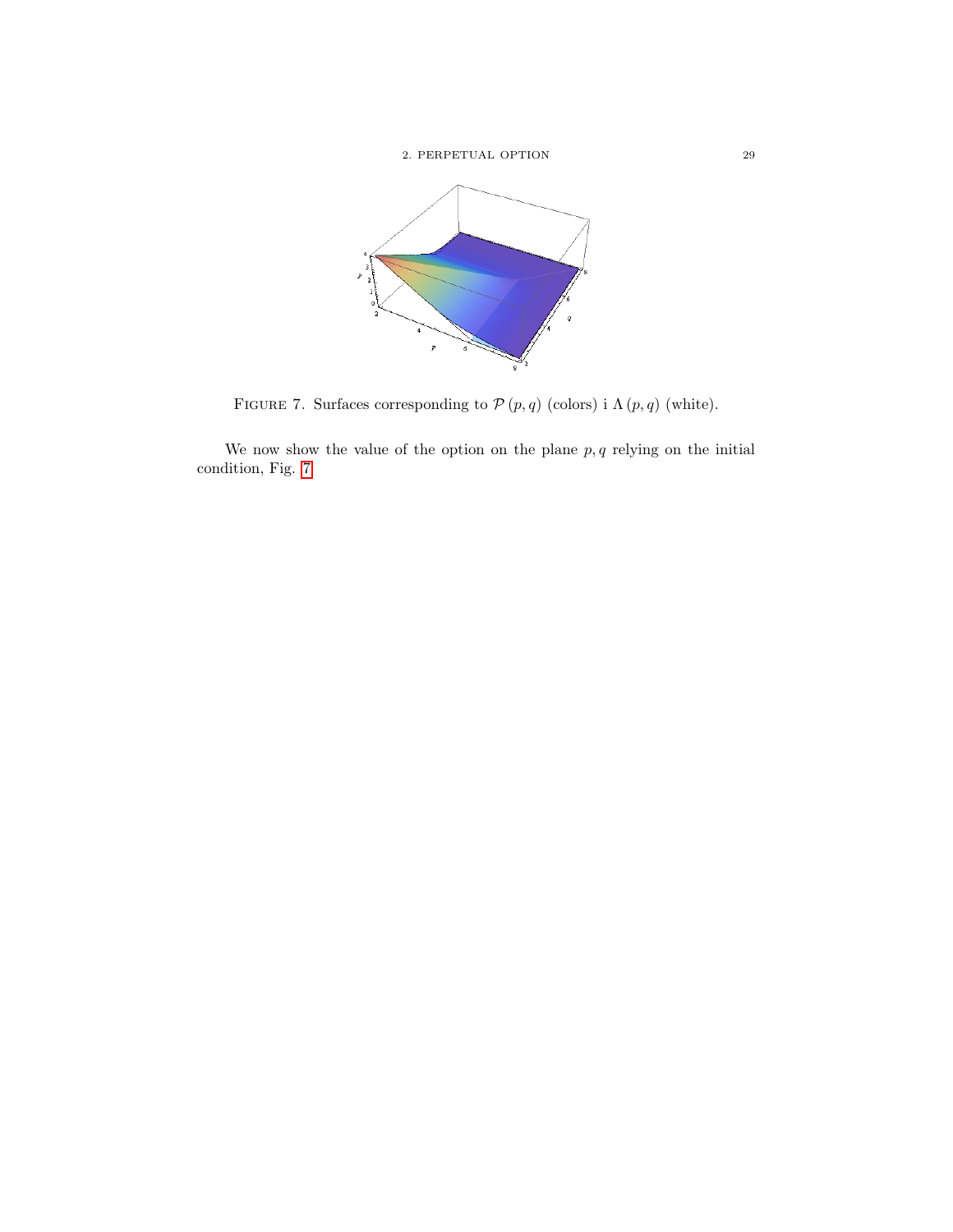4

3

2

1

0

2

4

6

8

p

q

2

4

6

8

FIGURE 7. Surfaces corresponding to $\mathcal{P}(p,q)$ (colors) i $\Lambda(p,q)$ (white).

We now show the value of the option on the plane $p, q$ relying on the initial condition, Fig. 7.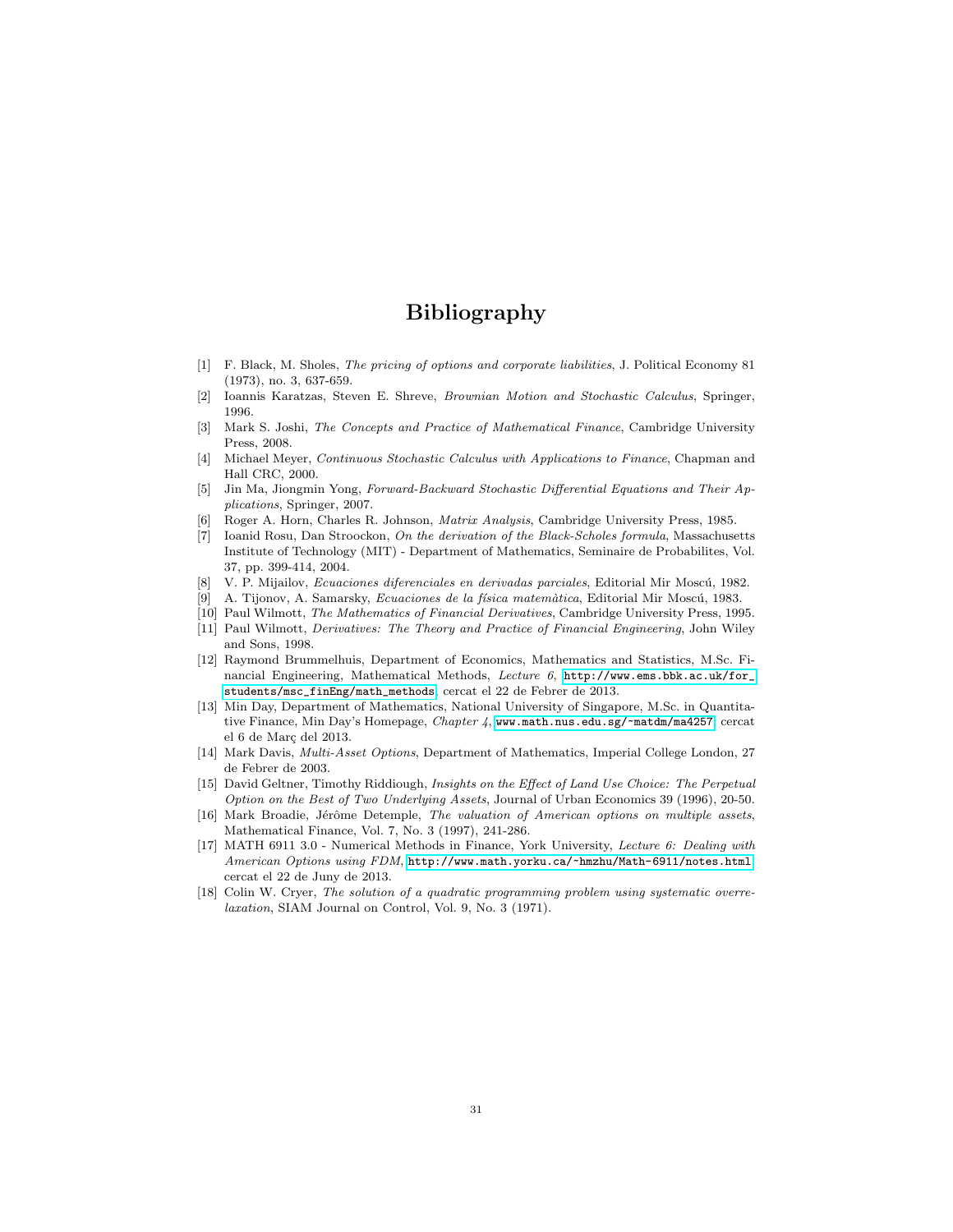# Bibliography

[1] F. Black, M. Sholes, *The pricing of options and corporate liabilities*, J. Political Economy 81 (1973), no. 3, 637-659.

[2] Ioannis Karatzas, Steven E. Shreve, *Brownian Motion and Stochastic Calculus*, Springer, 1996.

[3] Mark S. Joshi, *The Concepts and Practice of Mathematical Finance*, Cambridge University Press, 2008.

[4] Michael Meyer, *Continuous Stochastic Calculus with Applications to Finance*, Chapman and Hall CRC, 2000.

[5] Jin Ma, Jiongmin Yong, *Forward-Backward Stochastic Differential Equations and Their Applications*, Springer, 2007.

[6] Roger A. Horn, Charles R. Johnson, *Matrix Analysis*, Cambridge University Press, 1985.

[7] Ioanid Rosu, Dan Stroockon, *On the derivation of the Black-Scholes formula*, Massachusetts Institute of Technology (MIT) - Department of Mathematics, Seminaire de Probabilites, Vol. 37, pp. 399-414, 2004.

[8] V. P. Mijailov, *Ecuaciones diferenciales en derivadas parciales*, Editorial Mir Moscú, 1982.

[9] A. Tijonov, A. Samarsky, *Ecuaciones de la física matemàtica*, Editorial Mir Moscú, 1983.

[10] Paul Wilmott, *The Mathematics of Financial Derivatives*, Cambridge University Press, 1995.

[11] Paul Wilmott, *Derivatives: The Theory and Practice of Financial Engineering*, John Wiley and Sons, 1998.

[12] Raymond Brummelhuis, Department of Economics, Mathematics and Statistics, M.Sc. Financial Engineering, Mathematical Methods, *Lecture 6*, http://www.ems.bbk.ac.uk/for_students/msc_finEng/math_methods, cercat el 22 de Febrer de 2013.

[13] Min Day, Department of Mathematics, National University of Singapore, M.Sc. in Quantitative Finance, Min Day's Homepage, *Chapter 4*, www.math.nus.edu.sg/~matdm/ma4257, cercat el 6 de Març del 2013.

[14] Mark Davis, *Multi-Asset Options*, Department of Mathematics, Imperial College London, 27 de Febrer de 2003.

[15] David Geltner, Timothy Riddiough, *Insights on the Effect of Land Use Choice: The Perpetual Option on the Best of Two Underlying Assets*, Journal of Urban Economics 39 (1996), 20-50.

[16] Mark Broadie, Jérôme Detemple, *The valuation of American options on multiple assets*, Mathematical Finance, Vol. 7, No. 3 (1997), 241-286.

[17] MATH 6911 3.0 - Numerical Methods in Finance, York University, *Lecture 6: Dealing with American Options using FDM*, http://www.math.yorku.ca/~hmzhu/Math-6911/notes.html, cercat el 22 de Juny de 2013.

[18] Colin W. Cryer, *The solution of a quadratic programming problem using systematic overrelaxation*, SIAM Journal on Control, Vol. 9, No. 3 (1971).